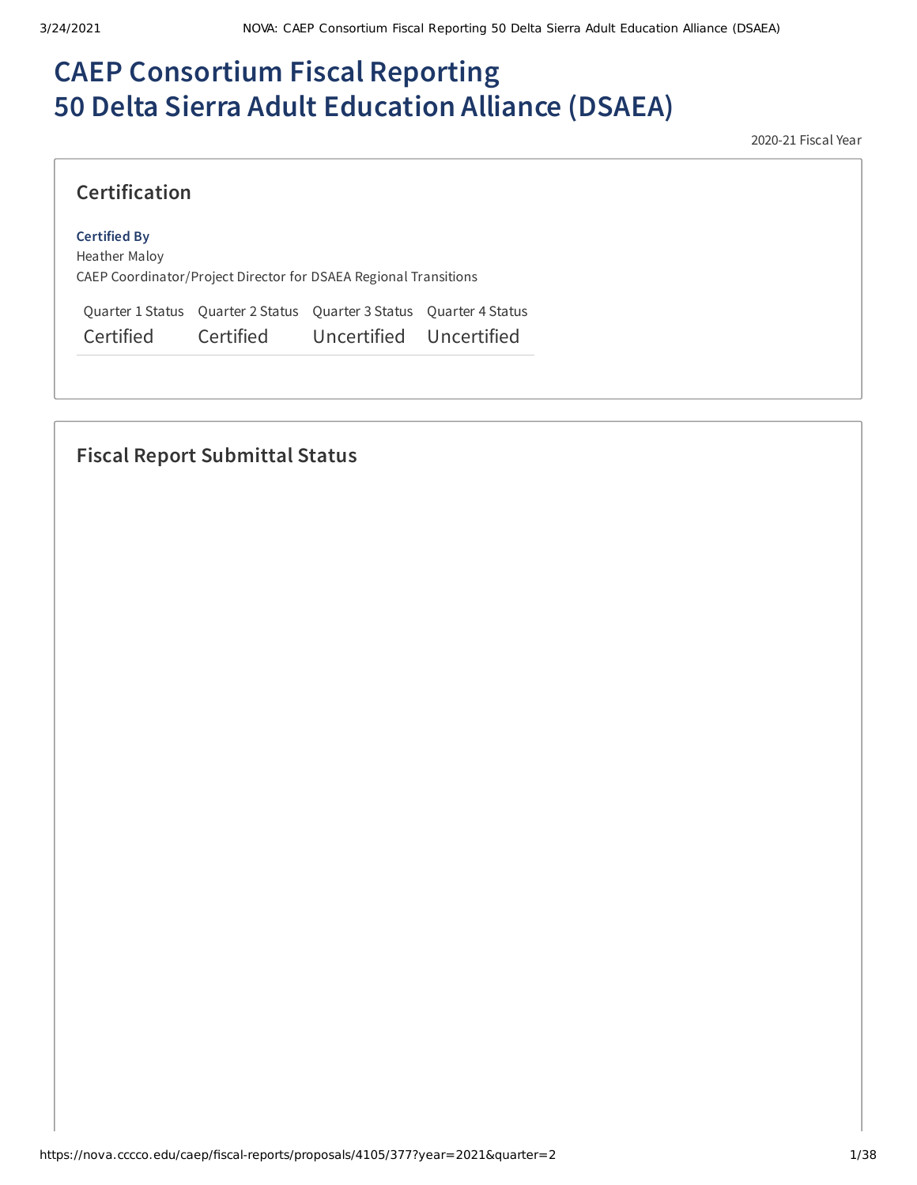# CAEP Consortium Fiscal Reporting
# 50 Delta Sierra Adult Education Alliance (DSAEA)

2020-21 Fiscal Year

## Certification

**Certified By**
Heather Maloy
CAEP Coordinator/Project Director for DSAEA Regional Transitions

| Quarter 1 Status | Quarter 2 Status | Quarter 3 Status | Quarter 4 Status |
|---|---|---|---|
| Certified | Certified | Uncertified | Uncertified |

## Fiscal Report Submittal Status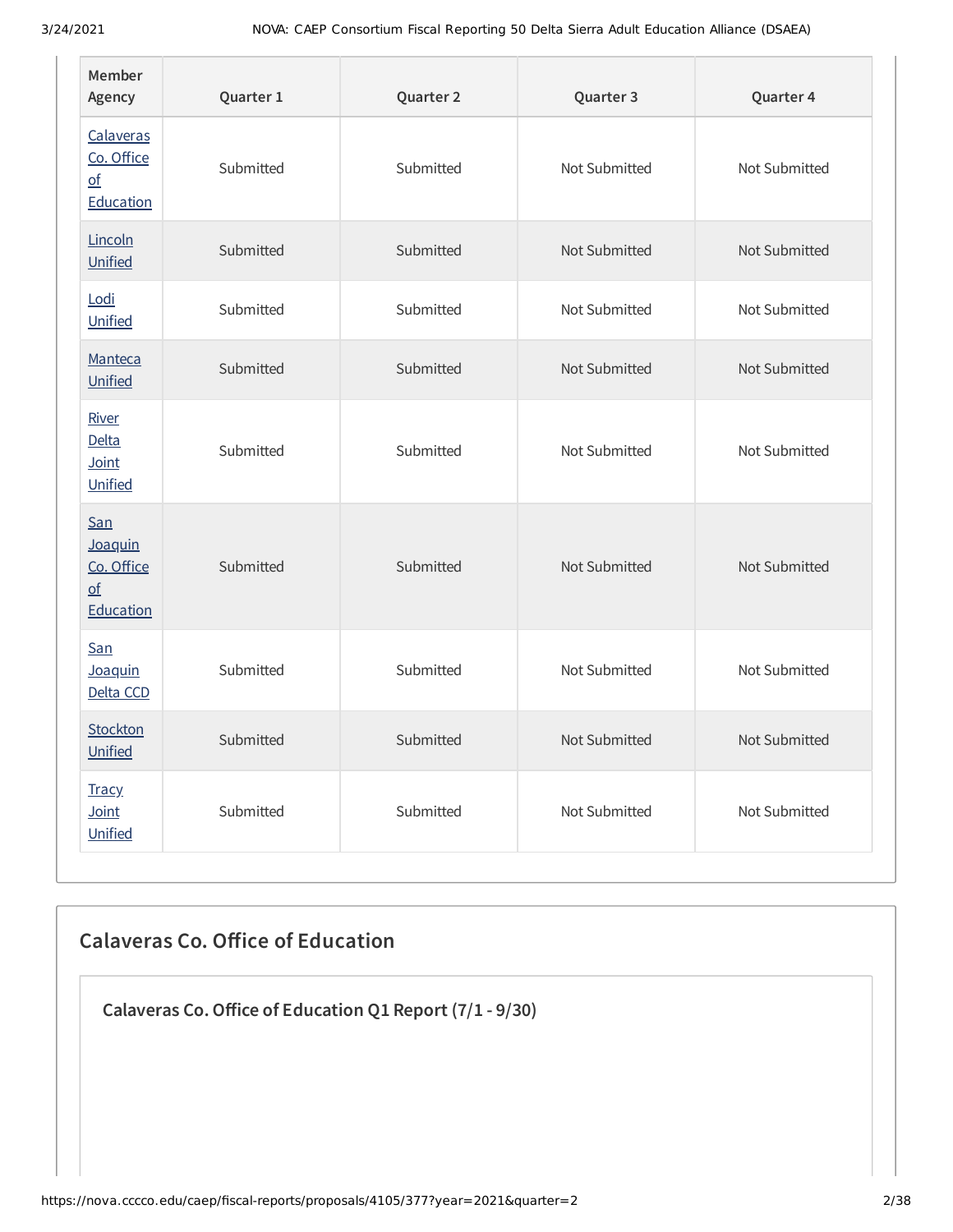| Member Agency | Quarter 1 | Quarter 2 | Quarter 3 | Quarter 4 |
|---|---|---|---|---|
| Calaveras Co. Office of Education | Submitted | Submitted | Not Submitted | Not Submitted |
| Lincoln Unified | Submitted | Submitted | Not Submitted | Not Submitted |
| Lodi Unified | Submitted | Submitted | Not Submitted | Not Submitted |
| Manteca Unified | Submitted | Submitted | Not Submitted | Not Submitted |
| River Delta Joint Unified | Submitted | Submitted | Not Submitted | Not Submitted |
| San Joaquin Co. Office of Education | Submitted | Submitted | Not Submitted | Not Submitted |
| San Joaquin Delta CCD | Submitted | Submitted | Not Submitted | Not Submitted |
| Stockton Unified | Submitted | Submitted | Not Submitted | Not Submitted |
| Tracy Joint Unified | Submitted | Submitted | Not Submitted | Not Submitted |

## Calaveras Co. Office of Education

### Calaveras Co. Office of Education Q1 Report (7/1 - 9/30)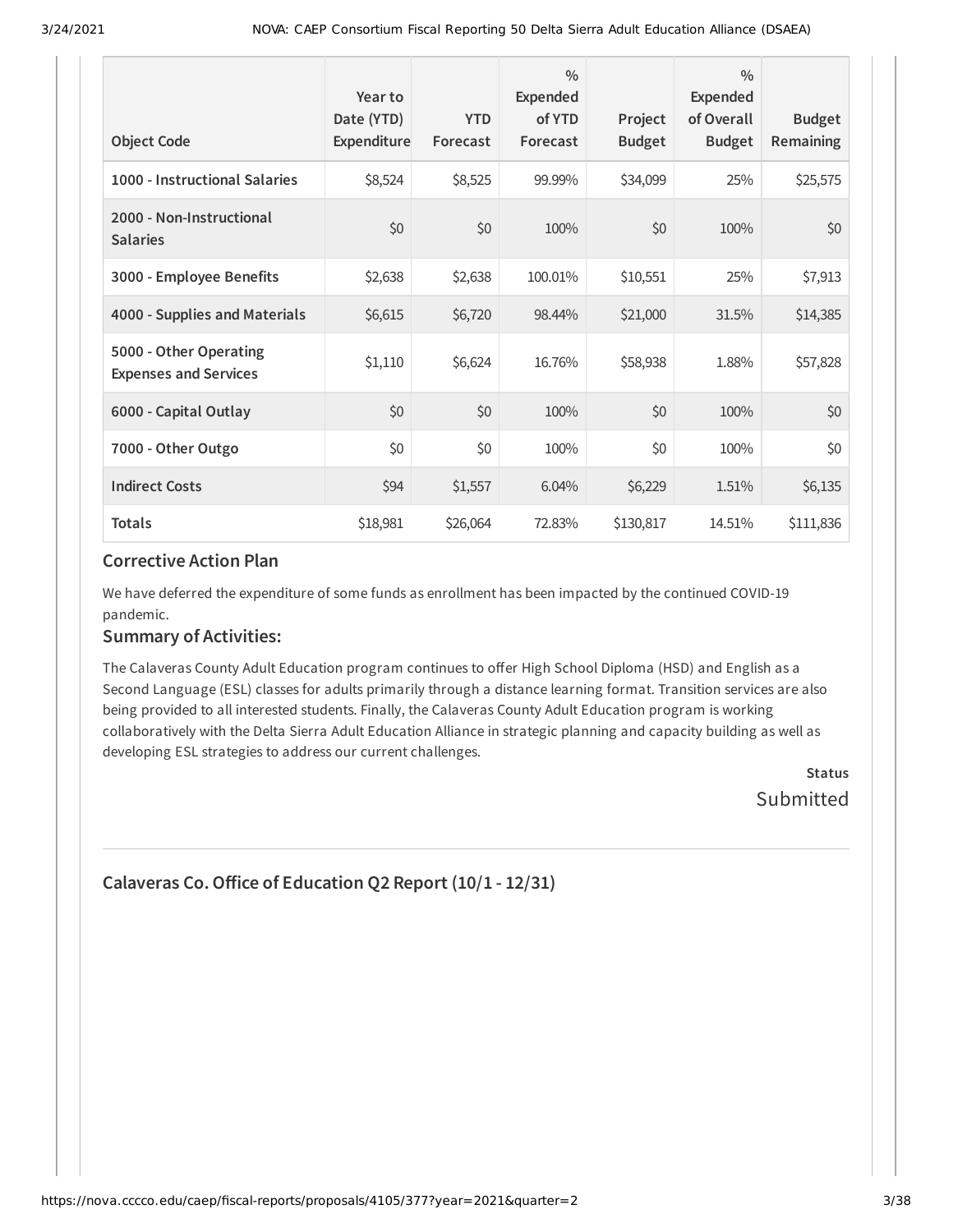| Object Code | Year to Date (YTD) Expenditure | YTD Forecast | % Expended of YTD Forecast | Project Budget | % Expended of Overall Budget | Budget Remaining |
|---|---|---|---|---|---|---|
| **1000 - Instructional Salaries** | $8,524 | $8,525 | 99.99% | $34,099 | 25% | $25,575 |
| **2000 - Non-Instructional Salaries** | $0 | $0 | 100% | $0 | 100% | $0 |
| **3000 - Employee Benefits** | $2,638 | $2,638 | 100.01% | $10,551 | 25% | $7,913 |
| **4000 - Supplies and Materials** | $6,615 | $6,720 | 98.44% | $21,000 | 31.5% | $14,385 |
| **5000 - Other Operating Expenses and Services** | $1,110 | $6,624 | 16.76% | $58,938 | 1.88% | $57,828 |
| **6000 - Capital Outlay** | $0 | $0 | 100% | $0 | 100% | $0 |
| **7000 - Other Outgo** | $0 | $0 | 100% | $0 | 100% | $0 |
| **Indirect Costs** | $94 | $1,557 | 6.04% | $6,229 | 1.51% | $6,135 |
| **Totals** | $18,981 | $26,064 | 72.83% | $130,817 | 14.51% | $111,836 |

### Corrective Action Plan

We have deferred the expenditure of some funds as enrollment has been impacted by the continued COVID-19 pandemic.

### Summary of Activities:

The Calaveras County Adult Education program continues to offer High School Diploma (HSD) and English as a Second Language (ESL) classes for adults primarily through a distance learning format. Transition services are also being provided to all interested students. Finally, the Calaveras County Adult Education program is working collaboratively with the Delta Sierra Adult Education Alliance in strategic planning and capacity building as well as developing ESL strategies to address our current challenges.

**Status**

Submitted

---

## Calaveras Co. Office of Education Q2 Report (10/1 - 12/31)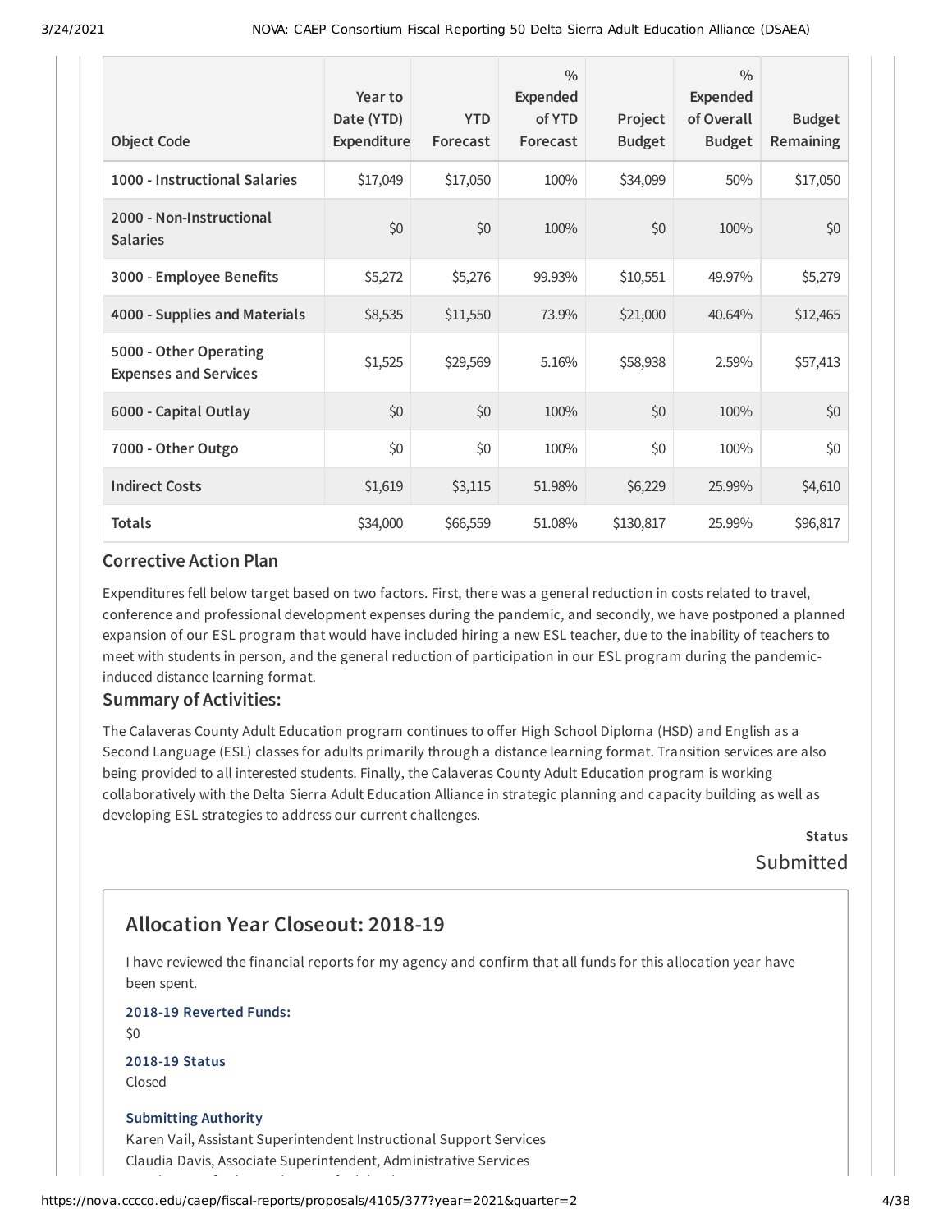| Object Code | Year to Date (YTD) Expenditure | YTD Forecast | % Expended of YTD Forecast | Project Budget | % Expended of Overall Budget | Budget Remaining |
|---|---|---|---|---|---|---|
| 1000 - Instructional Salaries | $17,049 | $17,050 | 100% | $34,099 | 50% | $17,050 |
| 2000 - Non-Instructional Salaries | $0 | $0 | 100% | $0 | 100% | $0 |
| 3000 - Employee Benefits | $5,272 | $5,276 | 99.93% | $10,551 | 49.97% | $5,279 |
| 4000 - Supplies and Materials | $8,535 | $11,550 | 73.9% | $21,000 | 40.64% | $12,465 |
| 5000 - Other Operating Expenses and Services | $1,525 | $29,569 | 5.16% | $58,938 | 2.59% | $57,413 |
| 6000 - Capital Outlay | $0 | $0 | 100% | $0 | 100% | $0 |
| 7000 - Other Outgo | $0 | $0 | 100% | $0 | 100% | $0 |
| Indirect Costs | $1,619 | $3,115 | 51.98% | $6,229 | 25.99% | $4,610 |
| Totals | $34,000 | $66,559 | 51.08% | $130,817 | 25.99% | $96,817 |

### Corrective Action Plan

Expenditures fell below target based on two factors. First, there was a general reduction in costs related to travel, conference and professional development expenses during the pandemic, and secondly, we have postponed a planned expansion of our ESL program that would have included hiring a new ESL teacher, due to the inability of teachers to meet with students in person, and the general reduction of participation in our ESL program during the pandemic-induced distance learning format.

### Summary of Activities:

The Calaveras County Adult Education program continues to offer High School Diploma (HSD) and English as a Second Language (ESL) classes for adults primarily through a distance learning format. Transition services are also being provided to all interested students. Finally, the Calaveras County Adult Education program is working collaboratively with the Delta Sierra Adult Education Alliance in strategic planning and capacity building as well as developing ESL strategies to address our current challenges.

**Status**

Submitted

## Allocation Year Closeout: 2018-19

I have reviewed the financial reports for my agency and confirm that all funds for this allocation year have been spent.

**2018-19 Reverted Funds:**

$0

**2018-19 Status**

Closed

**Submitting Authority**

Karen Vail, Assistant Superintendent Instructional Support Services

Claudia Davis, Associate Superintendent, Administrative Services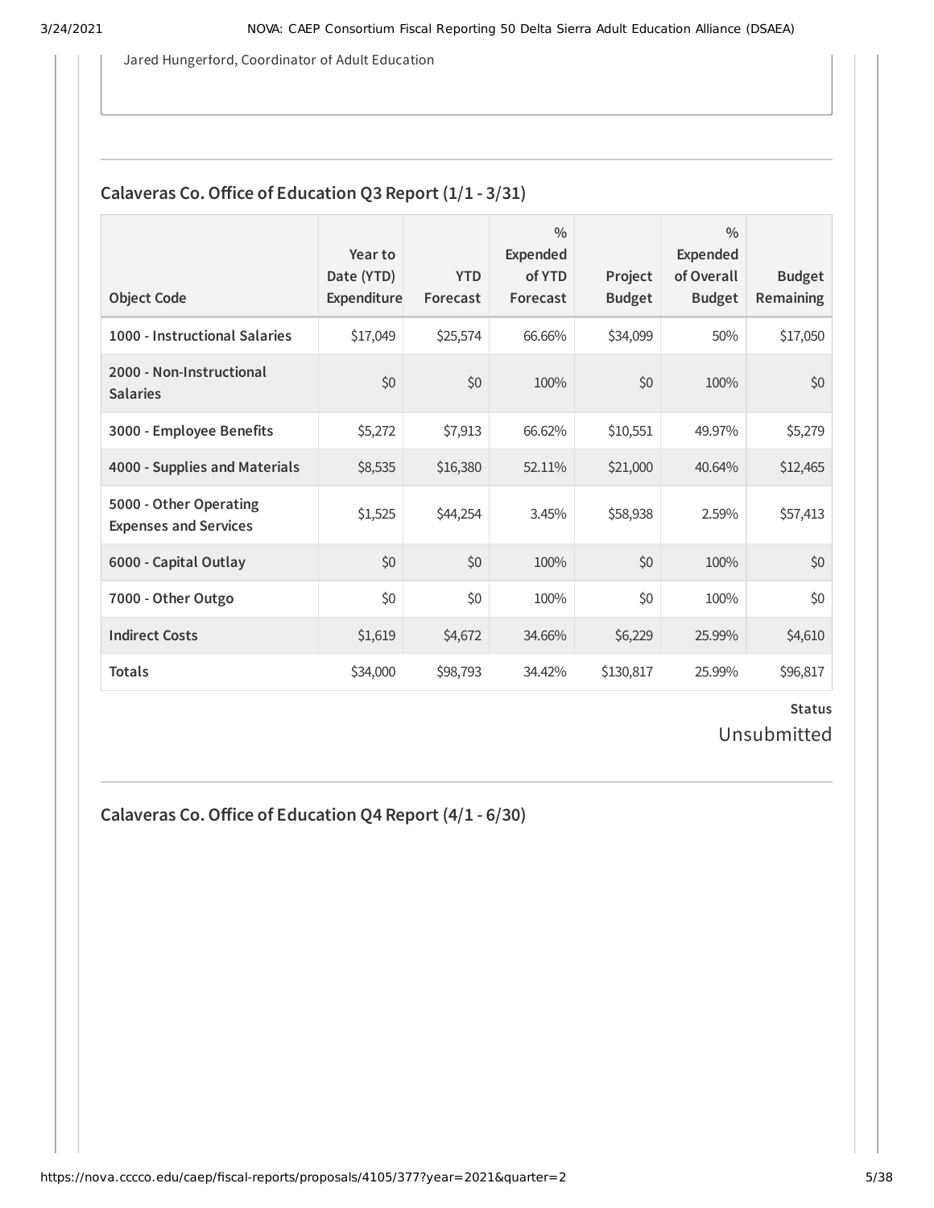Jared Hungerford, Coordinator of Adult Education

## Calaveras Co. Office of Education Q3 Report (1/1 - 3/31)

| Object Code | Year to Date (YTD) Expenditure | YTD Forecast | % Expended of YTD Forecast | Project Budget | % Expended of Overall Budget | Budget Remaining |
|---|---|---|---|---|---|---|
| **1000 - Instructional Salaries** | $17,049 | $25,574 | 66.66% | $34,099 | 50% | $17,050 |
| **2000 - Non-Instructional Salaries** | $0 | $0 | 100% | $0 | 100% | $0 |
| **3000 - Employee Benefits** | $5,272 | $7,913 | 66.62% | $10,551 | 49.97% | $5,279 |
| **4000 - Supplies and Materials** | $8,535 | $16,380 | 52.11% | $21,000 | 40.64% | $12,465 |
| **5000 - Other Operating Expenses and Services** | $1,525 | $44,254 | 3.45% | $58,938 | 2.59% | $57,413 |
| **6000 - Capital Outlay** | $0 | $0 | 100% | $0 | 100% | $0 |
| **7000 - Other Outgo** | $0 | $0 | 100% | $0 | 100% | $0 |
| **Indirect Costs** | $1,619 | $4,672 | 34.66% | $6,229 | 25.99% | $4,610 |
| **Totals** | $34,000 | $98,793 | 34.42% | $130,817 | 25.99% | $96,817 |

**Status**

Unsubmitted

## Calaveras Co. Office of Education Q4 Report (4/1 - 6/30)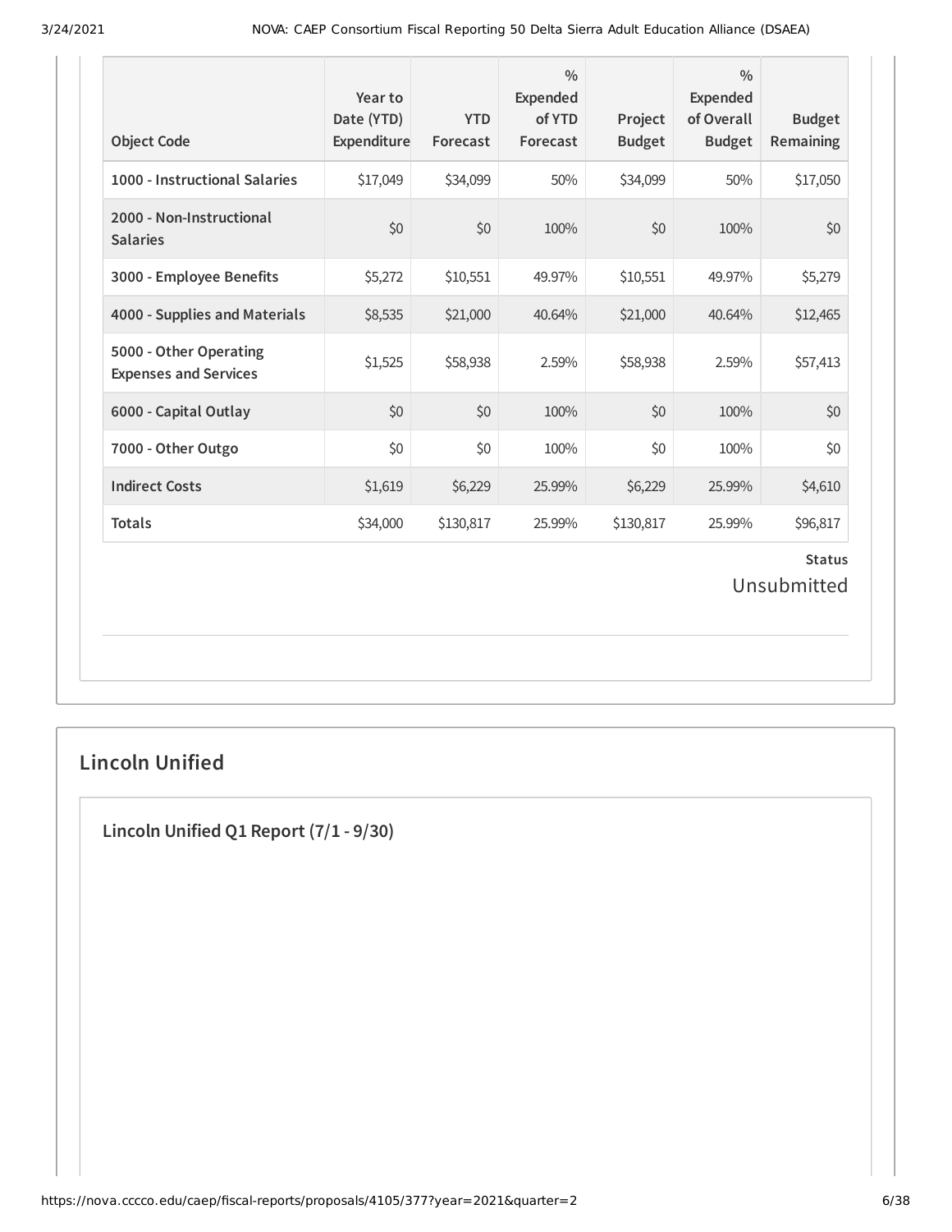| Object Code | Year to Date (YTD) Expenditure | YTD Forecast | % Expended of YTD Forecast | Project Budget | % Expended of Overall Budget | Budget Remaining |
|---|---|---|---|---|---|---|
| **1000 - Instructional Salaries** | $17,049 | $34,099 | 50% | $34,099 | 50% | $17,050 |
| **2000 - Non-Instructional Salaries** | $0 | $0 | 100% | $0 | 100% | $0 |
| **3000 - Employee Benefits** | $5,272 | $10,551 | 49.97% | $10,551 | 49.97% | $5,279 |
| **4000 - Supplies and Materials** | $8,535 | $21,000 | 40.64% | $21,000 | 40.64% | $12,465 |
| **5000 - Other Operating Expenses and Services** | $1,525 | $58,938 | 2.59% | $58,938 | 2.59% | $57,413 |
| **6000 - Capital Outlay** | $0 | $0 | 100% | $0 | 100% | $0 |
| **7000 - Other Outgo** | $0 | $0 | 100% | $0 | 100% | $0 |
| **Indirect Costs** | $1,619 | $6,229 | 25.99% | $6,229 | 25.99% | $4,610 |
| **Totals** | $34,000 | $130,817 | 25.99% | $130,817 | 25.99% | $96,817 |

**Status**

Unsubmitted

## Lincoln Unified

### Lincoln Unified Q1 Report (7/1 - 9/30)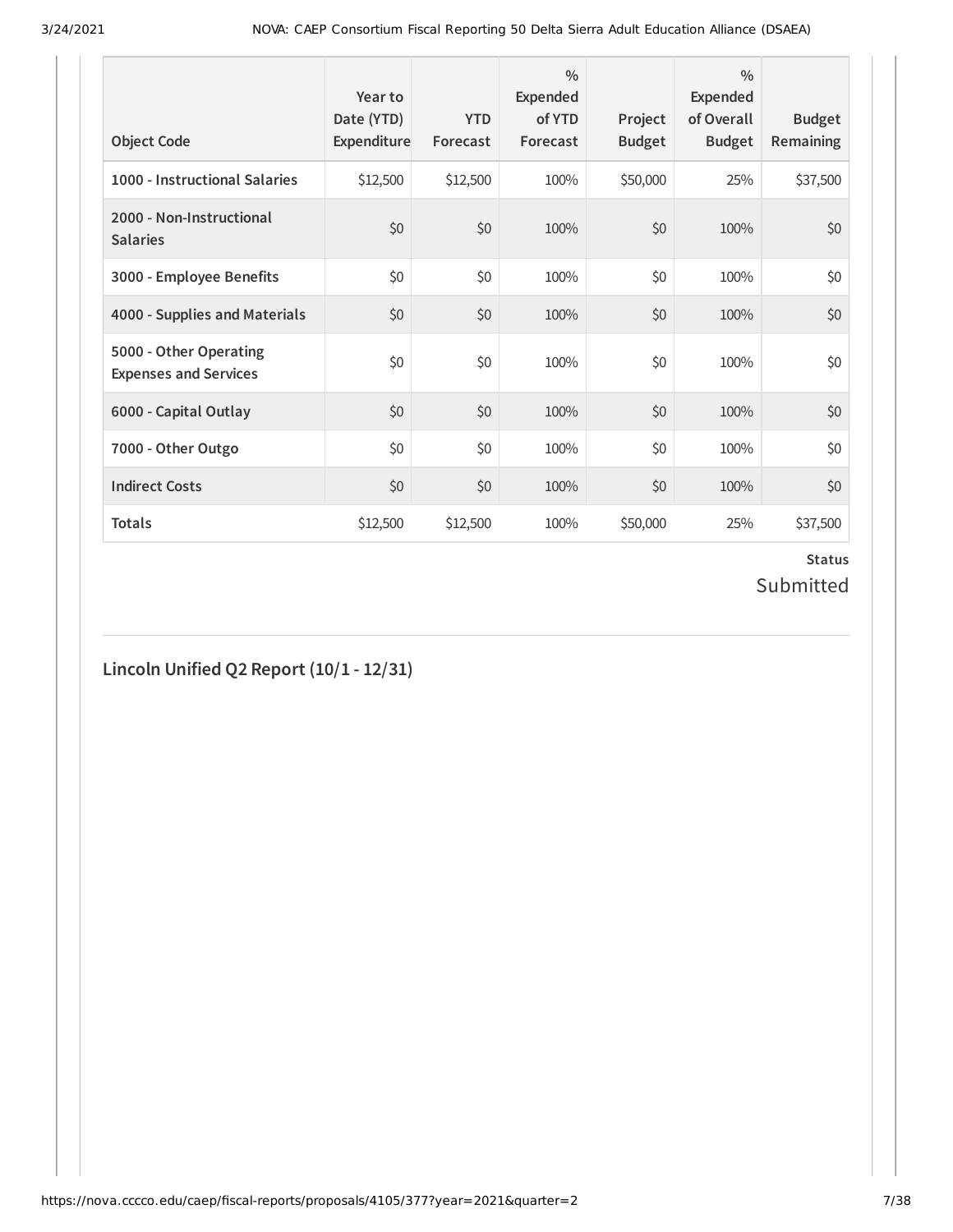| Object Code | Year to Date (YTD) Expenditure | YTD Forecast | % Expended of YTD Forecast | Project Budget | % Expended of Overall Budget | Budget Remaining |
|---|---|---|---|---|---|---|
| **1000 - Instructional Salaries** | $12,500 | $12,500 | 100% | $50,000 | 25% | $37,500 |
| **2000 - Non-Instructional Salaries** | $0 | $0 | 100% | $0 | 100% | $0 |
| **3000 - Employee Benefits** | $0 | $0 | 100% | $0 | 100% | $0 |
| **4000 - Supplies and Materials** | $0 | $0 | 100% | $0 | 100% | $0 |
| **5000 - Other Operating Expenses and Services** | $0 | $0 | 100% | $0 | 100% | $0 |
| **6000 - Capital Outlay** | $0 | $0 | 100% | $0 | 100% | $0 |
| **7000 - Other Outgo** | $0 | $0 | 100% | $0 | 100% | $0 |
| **Indirect Costs** | $0 | $0 | 100% | $0 | 100% | $0 |
| **Totals** | $12,500 | $12,500 | 100% | $50,000 | 25% | $37,500 |

**Status**

Submitted

## Lincoln Unified Q2 Report (10/1 - 12/31)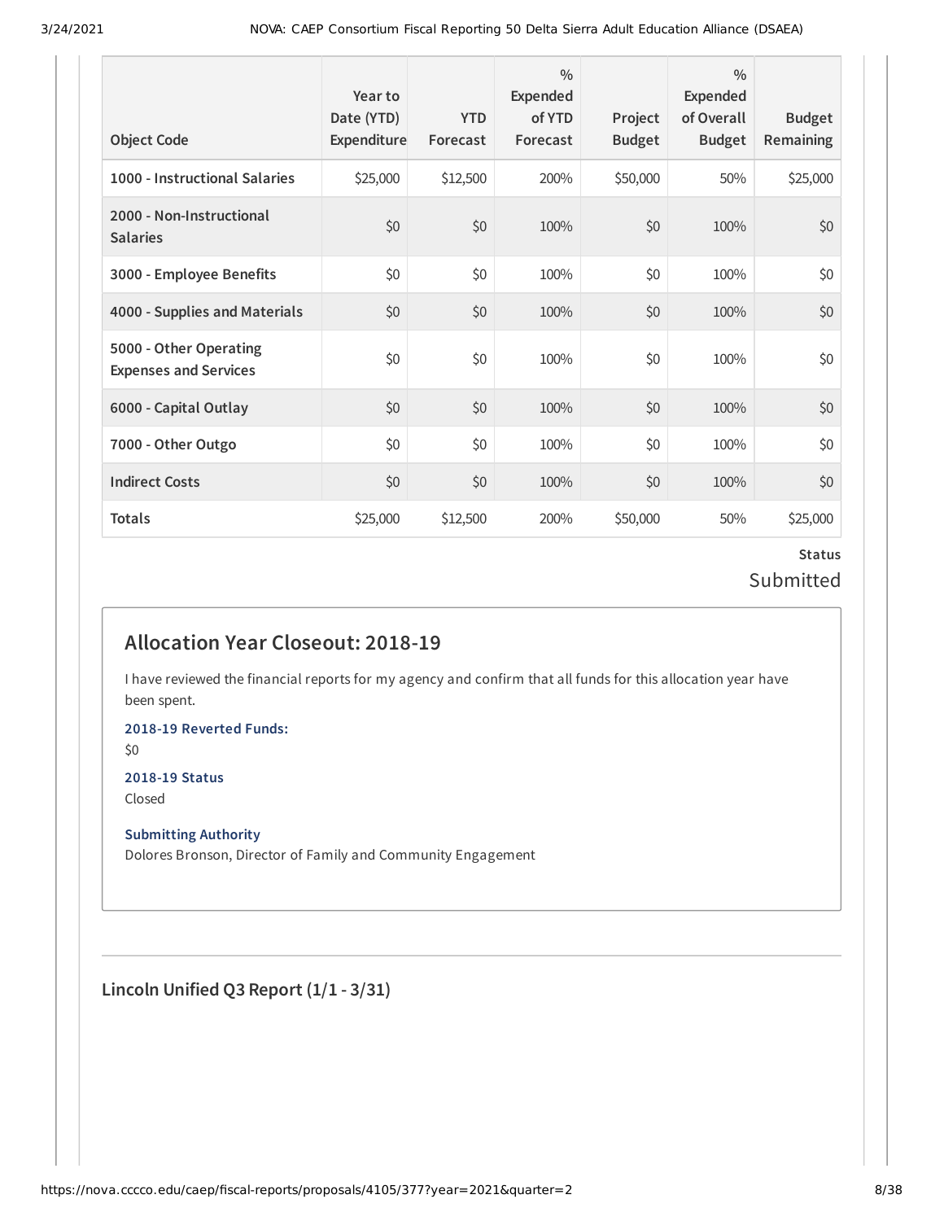| Object Code | Year to Date (YTD) Expenditure | YTD Forecast | % Expended of YTD Forecast | Project Budget | % Expended of Overall Budget | Budget Remaining |
|---|---|---|---|---|---|---|
| 1000 - Instructional Salaries | $25,000 | $12,500 | 200% | $50,000 | 50% | $25,000 |
| 2000 - Non-Instructional Salaries | $0 | $0 | 100% | $0 | 100% | $0 |
| 3000 - Employee Benefits | $0 | $0 | 100% | $0 | 100% | $0 |
| 4000 - Supplies and Materials | $0 | $0 | 100% | $0 | 100% | $0 |
| 5000 - Other Operating Expenses and Services | $0 | $0 | 100% | $0 | 100% | $0 |
| 6000 - Capital Outlay | $0 | $0 | 100% | $0 | 100% | $0 |
| 7000 - Other Outgo | $0 | $0 | 100% | $0 | 100% | $0 |
| Indirect Costs | $0 | $0 | 100% | $0 | 100% | $0 |
| Totals | $25,000 | $12,500 | 200% | $50,000 | 50% | $25,000 |

**Status**

Submitted

## Allocation Year Closeout: 2018-19

I have reviewed the financial reports for my agency and confirm that all funds for this allocation year have been spent.

**2018-19 Reverted Funds:**

$0

**2018-19 Status**

Closed

**Submitting Authority**

Dolores Bronson, Director of Family and Community Engagement

---

### Lincoln Unified Q3 Report (1/1 - 3/31)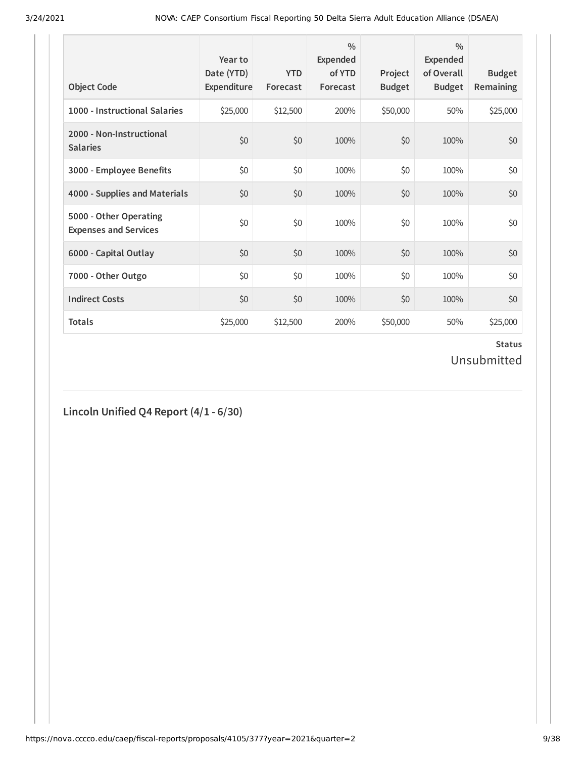| Object Code | Year to Date (YTD) Expenditure | YTD Forecast | % Expended of YTD Forecast | Project Budget | % Expended of Overall Budget | Budget Remaining |
|---|---|---|---|---|---|---|
| 1000 - Instructional Salaries | $25,000 | $12,500 | 200% | $50,000 | 50% | $25,000 |
| 2000 - Non-Instructional Salaries | $0 | $0 | 100% | $0 | 100% | $0 |
| 3000 - Employee Benefits | $0 | $0 | 100% | $0 | 100% | $0 |
| 4000 - Supplies and Materials | $0 | $0 | 100% | $0 | 100% | $0 |
| 5000 - Other Operating Expenses and Services | $0 | $0 | 100% | $0 | 100% | $0 |
| 6000 - Capital Outlay | $0 | $0 | 100% | $0 | 100% | $0 |
| 7000 - Other Outgo | $0 | $0 | 100% | $0 | 100% | $0 |
| Indirect Costs | $0 | $0 | 100% | $0 | 100% | $0 |
| Totals | $25,000 | $12,500 | 200% | $50,000 | 50% | $25,000 |

**Status**

Unsubmitted

## Lincoln Unified Q4 Report (4/1 - 6/30)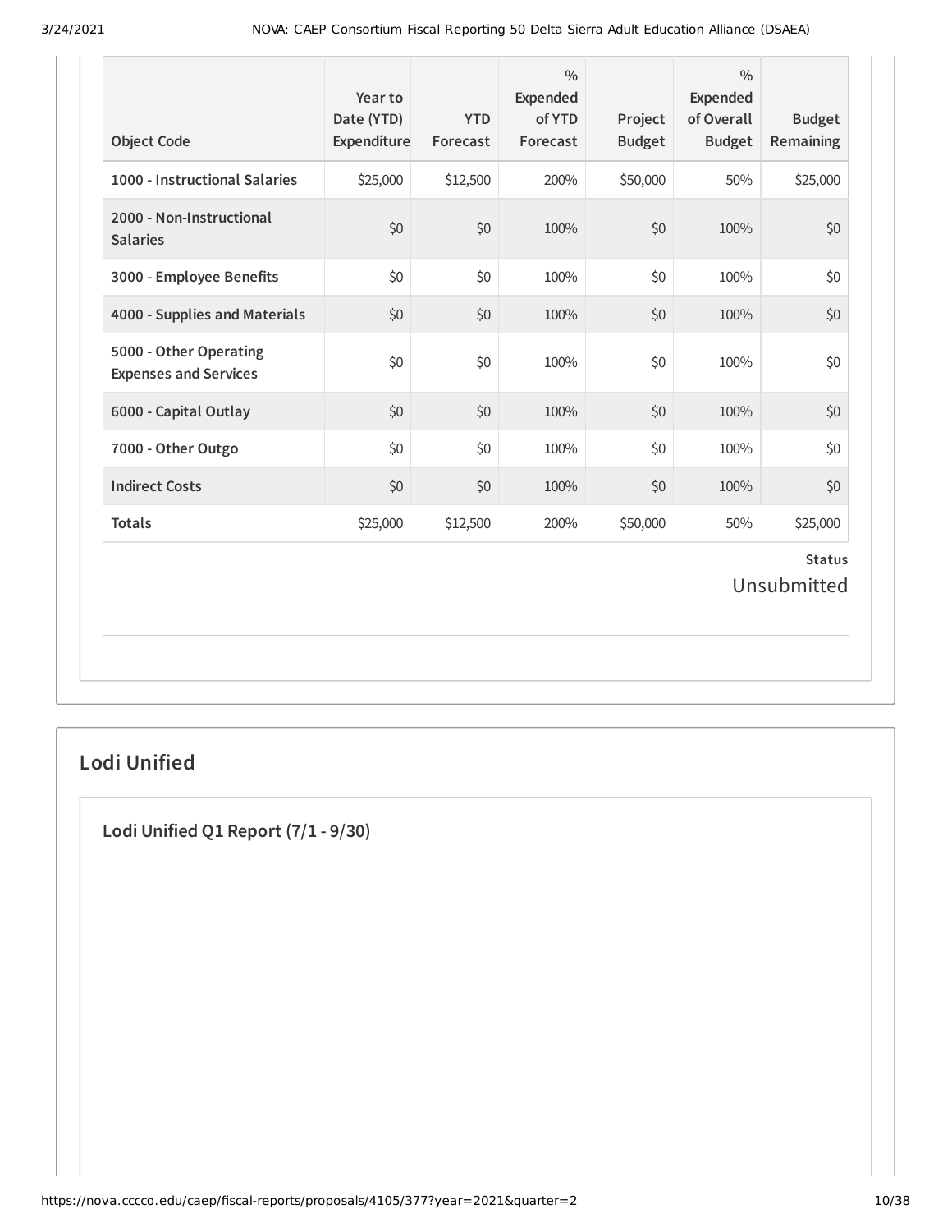| Object Code | Year to Date (YTD) Expenditure | YTD Forecast | % Expended of YTD Forecast | Project Budget | % Expended of Overall Budget | Budget Remaining |
|---|---|---|---|---|---|---|
| 1000 - Instructional Salaries | $25,000 | $12,500 | 200% | $50,000 | 50% | $25,000 |
| 2000 - Non-Instructional Salaries | $0 | $0 | 100% | $0 | 100% | $0 |
| 3000 - Employee Benefits | $0 | $0 | 100% | $0 | 100% | $0 |
| 4000 - Supplies and Materials | $0 | $0 | 100% | $0 | 100% | $0 |
| 5000 - Other Operating Expenses and Services | $0 | $0 | 100% | $0 | 100% | $0 |
| 6000 - Capital Outlay | $0 | $0 | 100% | $0 | 100% | $0 |
| 7000 - Other Outgo | $0 | $0 | 100% | $0 | 100% | $0 |
| Indirect Costs | $0 | $0 | 100% | $0 | 100% | $0 |
| Totals | $25,000 | $12,500 | 200% | $50,000 | 50% | $25,000 |

**Status**

Unsubmitted

## Lodi Unified

### Lodi Unified Q1 Report (7/1 - 9/30)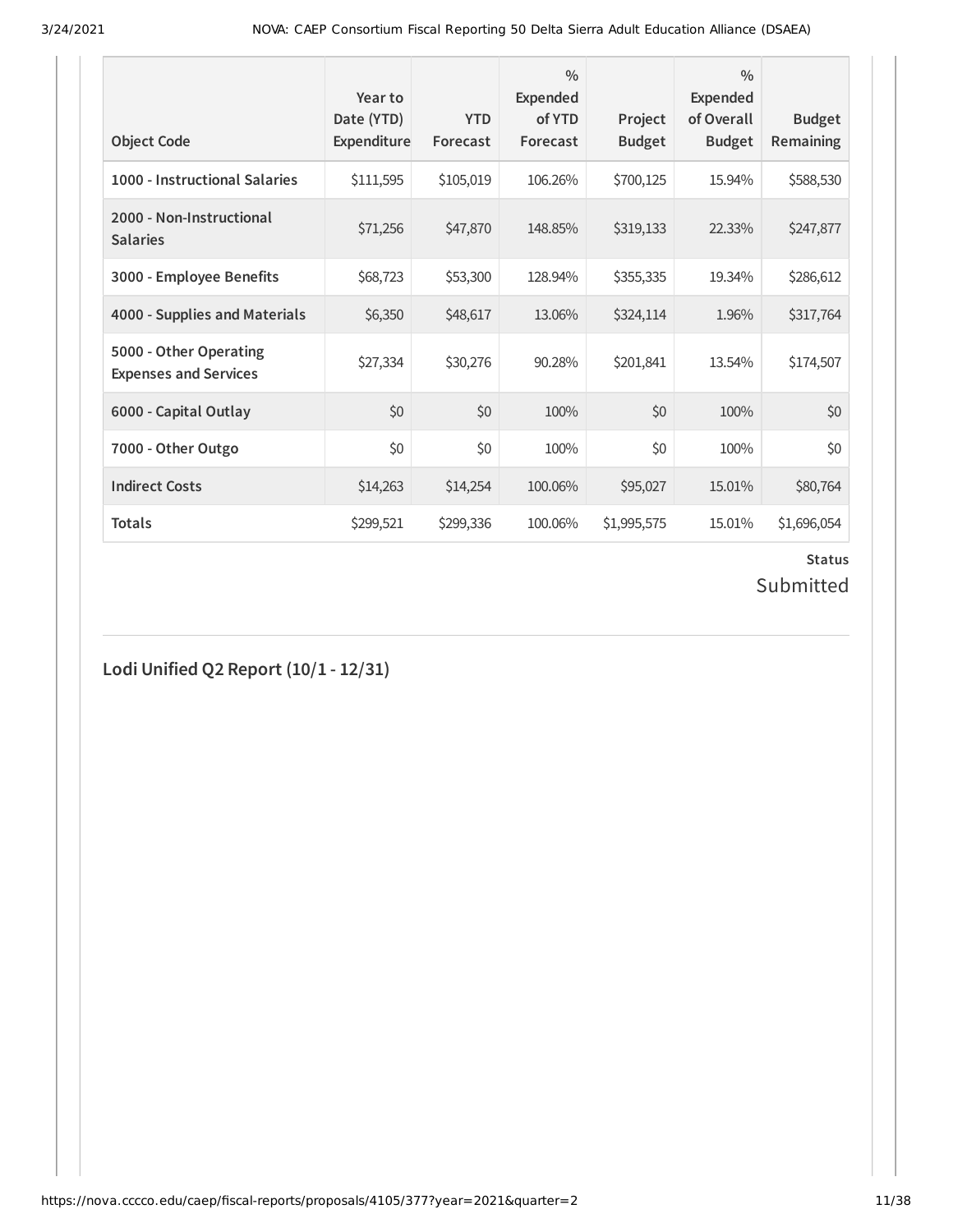| Object Code | Year to Date (YTD) Expenditure | YTD Forecast | % Expended of YTD Forecast | Project Budget | % Expended of Overall Budget | Budget Remaining |
|---|---|---|---|---|---|---|
| 1000 - Instructional Salaries | $111,595 | $105,019 | 106.26% | $700,125 | 15.94% | $588,530 |
| 2000 - Non-Instructional Salaries | $71,256 | $47,870 | 148.85% | $319,133 | 22.33% | $247,877 |
| 3000 - Employee Benefits | $68,723 | $53,300 | 128.94% | $355,335 | 19.34% | $286,612 |
| 4000 - Supplies and Materials | $6,350 | $48,617 | 13.06% | $324,114 | 1.96% | $317,764 |
| 5000 - Other Operating Expenses and Services | $27,334 | $30,276 | 90.28% | $201,841 | 13.54% | $174,507 |
| 6000 - Capital Outlay | $0 | $0 | 100% | $0 | 100% | $0 |
| 7000 - Other Outgo | $0 | $0 | 100% | $0 | 100% | $0 |
| Indirect Costs | $14,263 | $14,254 | 100.06% | $95,027 | 15.01% | $80,764 |
| Totals | $299,521 | $299,336 | 100.06% | $1,995,575 | 15.01% | $1,696,054 |

**Status**

Submitted

## Lodi Unified Q2 Report (10/1 - 12/31)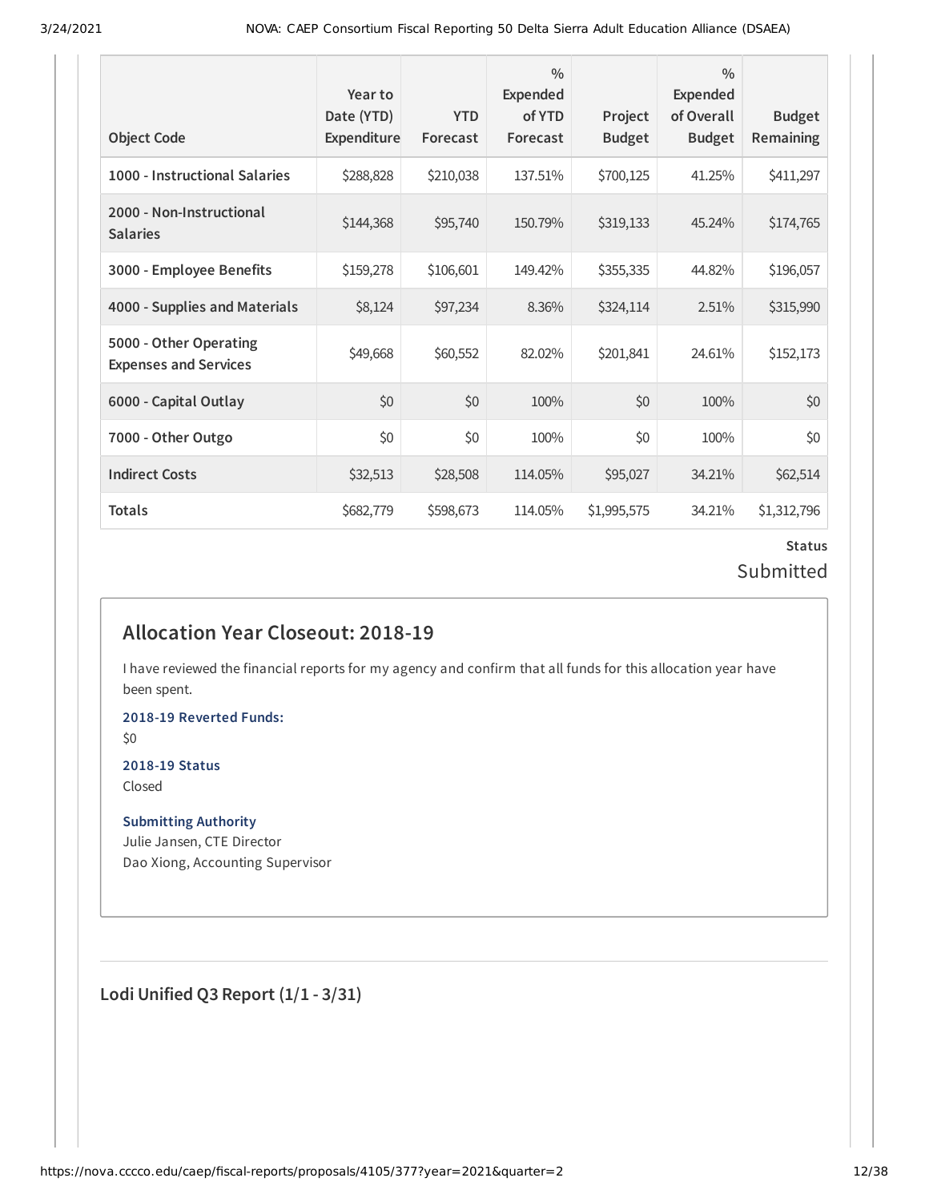| Object Code | Year to Date (YTD) Expenditure | YTD Forecast | % Expended of YTD Forecast | Project Budget | % Expended of Overall Budget | Budget Remaining |
|---|---|---|---|---|---|---|
| 1000 - Instructional Salaries | $288,828 | $210,038 | 137.51% | $700,125 | 41.25% | $411,297 |
| 2000 - Non-Instructional Salaries | $144,368 | $95,740 | 150.79% | $319,133 | 45.24% | $174,765 |
| 3000 - Employee Benefits | $159,278 | $106,601 | 149.42% | $355,335 | 44.82% | $196,057 |
| 4000 - Supplies and Materials | $8,124 | $97,234 | 8.36% | $324,114 | 2.51% | $315,990 |
| 5000 - Other Operating Expenses and Services | $49,668 | $60,552 | 82.02% | $201,841 | 24.61% | $152,173 |
| 6000 - Capital Outlay | $0 | $0 | 100% | $0 | 100% | $0 |
| 7000 - Other Outgo | $0 | $0 | 100% | $0 | 100% | $0 |
| Indirect Costs | $32,513 | $28,508 | 114.05% | $95,027 | 34.21% | $62,514 |
| Totals | $682,779 | $598,673 | 114.05% | $1,995,575 | 34.21% | $1,312,796 |

**Status**

Submitted

## Allocation Year Closeout: 2018-19

I have reviewed the financial reports for my agency and confirm that all funds for this allocation year have been spent.

**2018-19 Reverted Funds:**

$0

**2018-19 Status**

Closed

**Submitting Authority**

Julie Jansen, CTE Director

Dao Xiong, Accounting Supervisor

## Lodi Unified Q3 Report (1/1 - 3/31)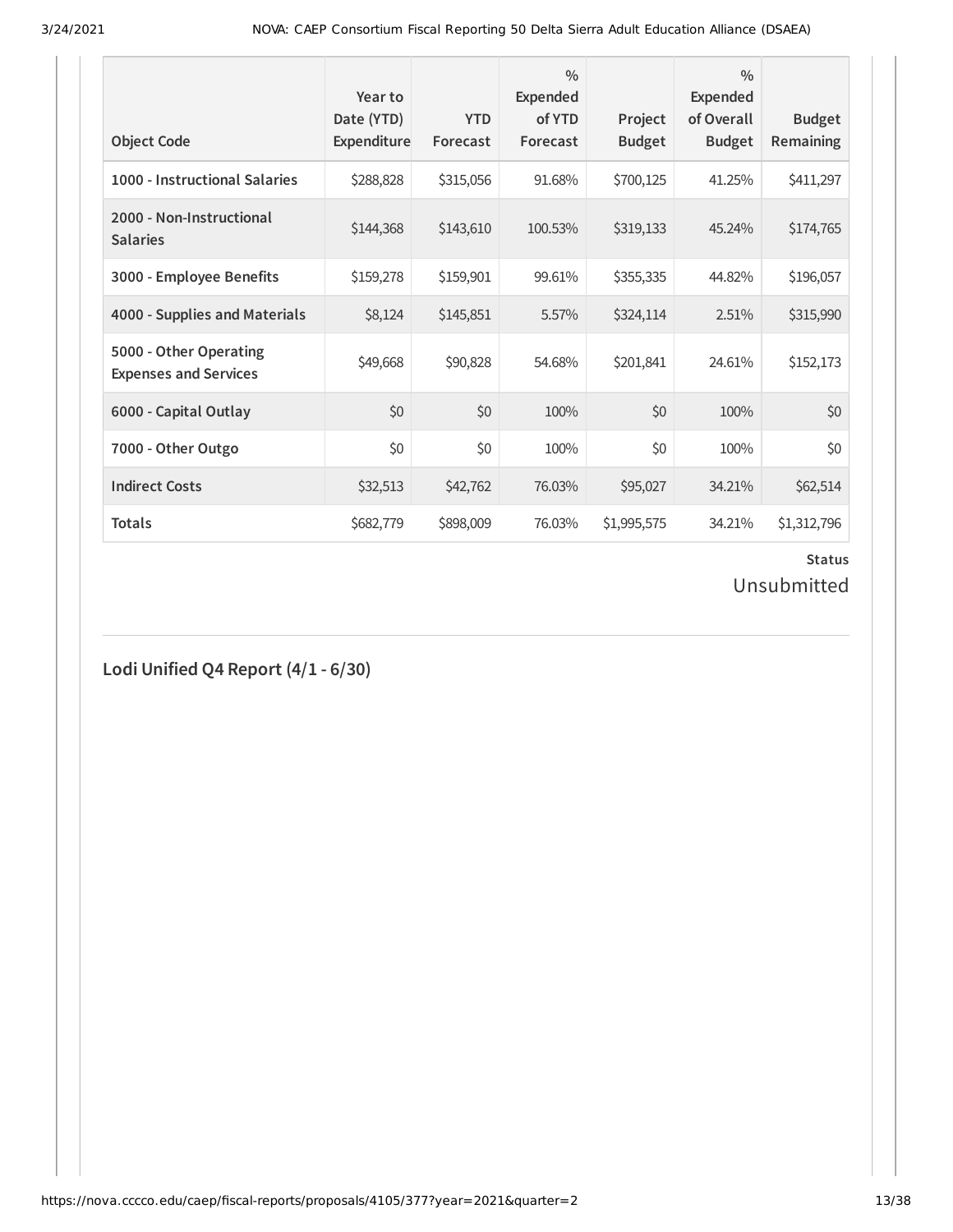| Object Code | Year to Date (YTD) Expenditure | YTD Forecast | % Expended of YTD Forecast | Project Budget | % Expended of Overall Budget | Budget Remaining |
|---|---|---|---|---|---|---|
| 1000 - Instructional Salaries | $288,828 | $315,056 | 91.68% | $700,125 | 41.25% | $411,297 |
| 2000 - Non-Instructional Salaries | $144,368 | $143,610 | 100.53% | $319,133 | 45.24% | $174,765 |
| 3000 - Employee Benefits | $159,278 | $159,901 | 99.61% | $355,335 | 44.82% | $196,057 |
| 4000 - Supplies and Materials | $8,124 | $145,851 | 5.57% | $324,114 | 2.51% | $315,990 |
| 5000 - Other Operating Expenses and Services | $49,668 | $90,828 | 54.68% | $201,841 | 24.61% | $152,173 |
| 6000 - Capital Outlay | $0 | $0 | 100% | $0 | 100% | $0 |
| 7000 - Other Outgo | $0 | $0 | 100% | $0 | 100% | $0 |
| Indirect Costs | $32,513 | $42,762 | 76.03% | $95,027 | 34.21% | $62,514 |
| Totals | $682,779 | $898,009 | 76.03% | $1,995,575 | 34.21% | $1,312,796 |

**Status**

Unsubmitted

## Lodi Unified Q4 Report (4/1 - 6/30)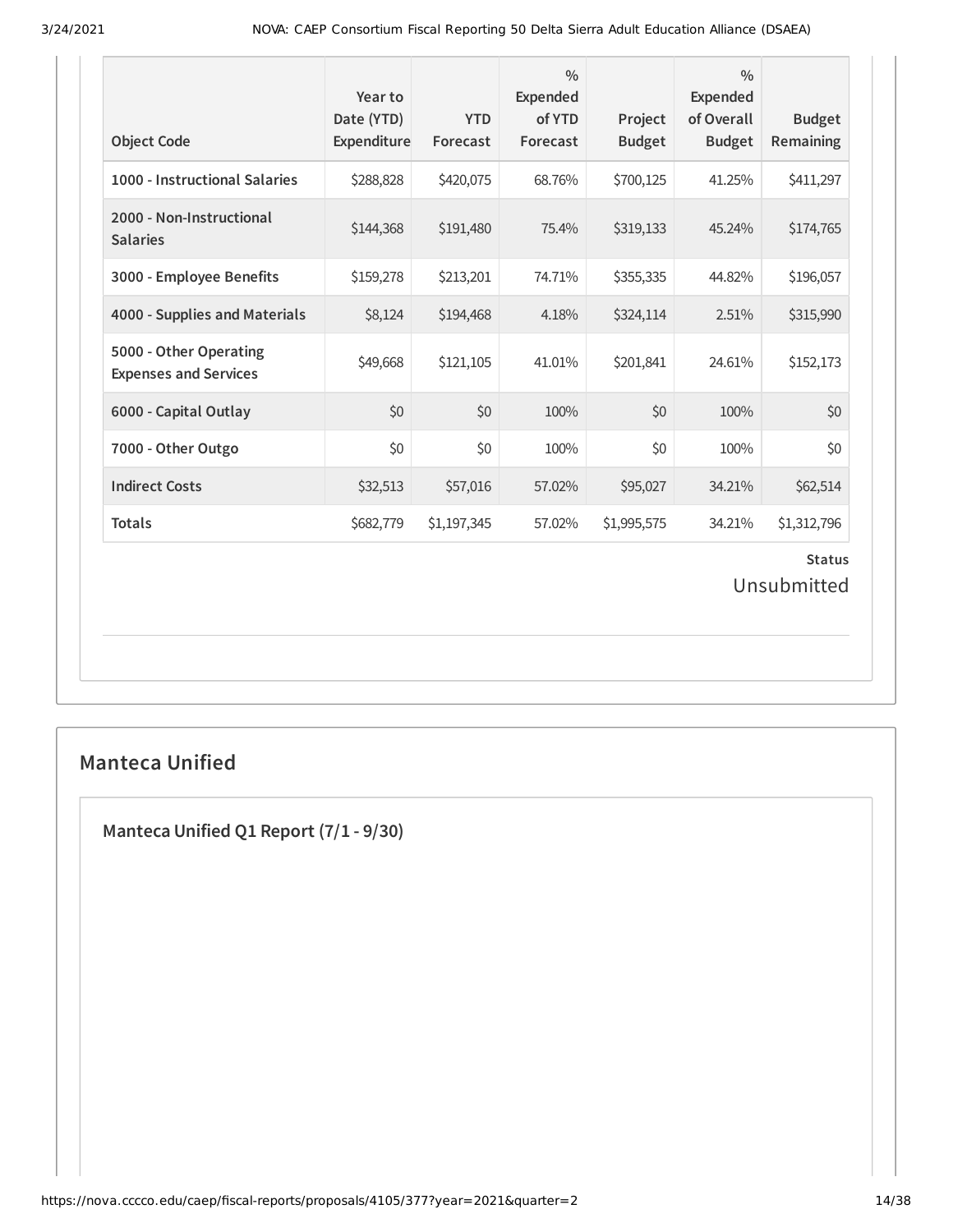| Object Code | Year to Date (YTD) Expenditure | YTD Forecast | % Expended of YTD Forecast | Project Budget | % Expended of Overall Budget | Budget Remaining |
|---|---|---|---|---|---|---|
| **1000 - Instructional Salaries** | $288,828 | $420,075 | 68.76% | $700,125 | 41.25% | $411,297 |
| **2000 - Non-Instructional Salaries** | $144,368 | $191,480 | 75.4% | $319,133 | 45.24% | $174,765 |
| **3000 - Employee Benefits** | $159,278 | $213,201 | 74.71% | $355,335 | 44.82% | $196,057 |
| **4000 - Supplies and Materials** | $8,124 | $194,468 | 4.18% | $324,114 | 2.51% | $315,990 |
| **5000 - Other Operating Expenses and Services** | $49,668 | $121,105 | 41.01% | $201,841 | 24.61% | $152,173 |
| **6000 - Capital Outlay** | $0 | $0 | 100% | $0 | 100% | $0 |
| **7000 - Other Outgo** | $0 | $0 | 100% | $0 | 100% | $0 |
| **Indirect Costs** | $32,513 | $57,016 | 57.02% | $95,027 | 34.21% | $62,514 |
| **Totals** | $682,779 | $1,197,345 | 57.02% | $1,995,575 | 34.21% | $1,312,796 |

**Status**

Unsubmitted

## Manteca Unified

### Manteca Unified Q1 Report (7/1 - 9/30)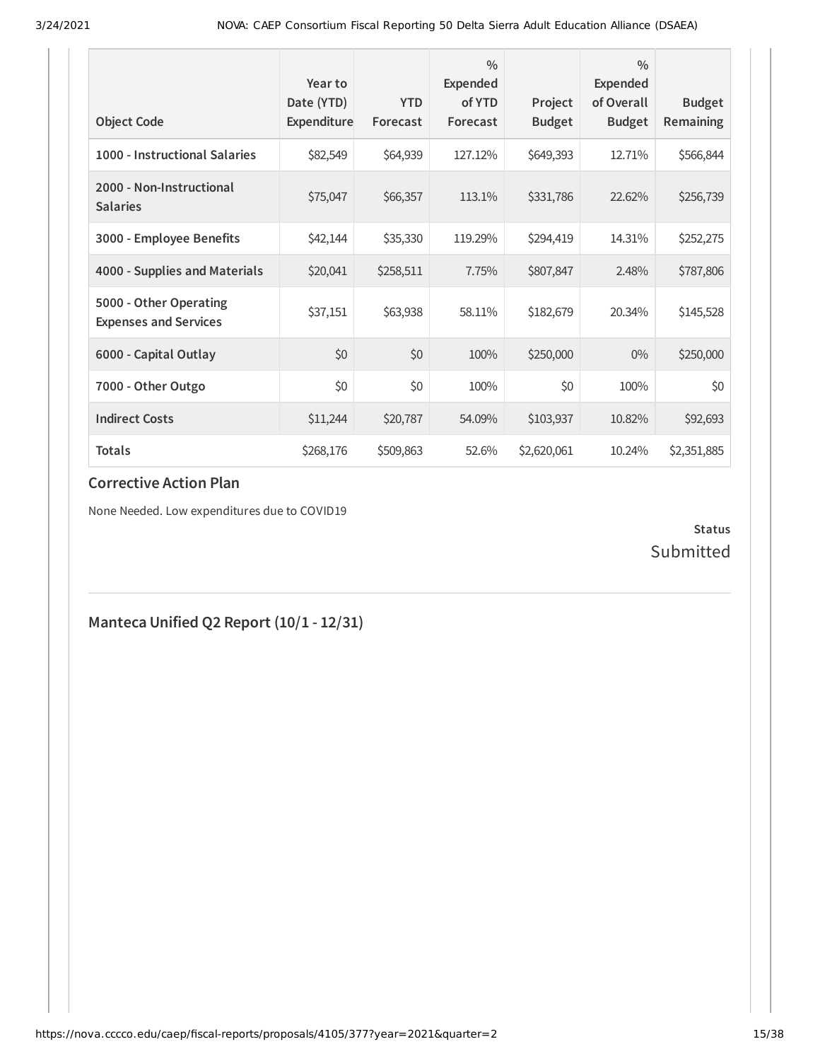| Object Code | Year to Date (YTD) Expenditure | YTD Forecast | % Expended of YTD Forecast | Project Budget | % Expended of Overall Budget | Budget Remaining |
|---|---|---|---|---|---|---|
| 1000 - Instructional Salaries | $82,549 | $64,939 | 127.12% | $649,393 | 12.71% | $566,844 |
| 2000 - Non-Instructional Salaries | $75,047 | $66,357 | 113.1% | $331,786 | 22.62% | $256,739 |
| 3000 - Employee Benefits | $42,144 | $35,330 | 119.29% | $294,419 | 14.31% | $252,275 |
| 4000 - Supplies and Materials | $20,041 | $258,511 | 7.75% | $807,847 | 2.48% | $787,806 |
| 5000 - Other Operating Expenses and Services | $37,151 | $63,938 | 58.11% | $182,679 | 20.34% | $145,528 |
| 6000 - Capital Outlay | $0 | $0 | 100% | $250,000 | 0% | $250,000 |
| 7000 - Other Outgo | $0 | $0 | 100% | $0 | 100% | $0 |
| Indirect Costs | $11,244 | $20,787 | 54.09% | $103,937 | 10.82% | $92,693 |
| **Totals** | $268,176 | $509,863 | 52.6% | $2,620,061 | 10.24% | $2,351,885 |

### Corrective Action Plan

None Needed. Low expenditures due to COVID19

**Status**
Submitted

## Manteca Unified Q2 Report (10/1 - 12/31)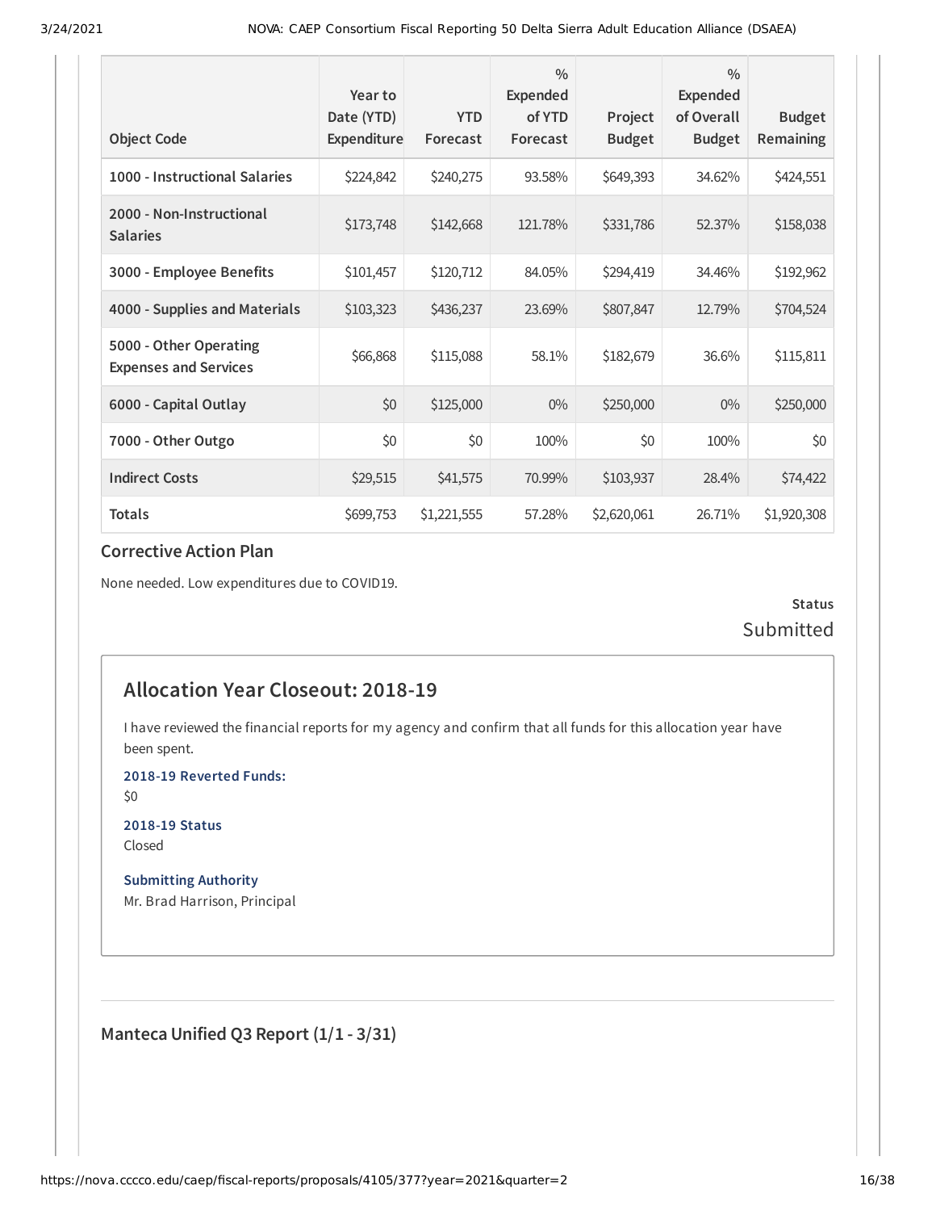| Object Code | Year to Date (YTD) Expenditure | YTD Forecast | % Expended of YTD Forecast | Project Budget | % Expended of Overall Budget | Budget Remaining |
|---|---|---|---|---|---|---|
| 1000 - Instructional Salaries | $224,842 | $240,275 | 93.58% | $649,393 | 34.62% | $424,551 |
| 2000 - Non-Instructional Salaries | $173,748 | $142,668 | 121.78% | $331,786 | 52.37% | $158,038 |
| 3000 - Employee Benefits | $101,457 | $120,712 | 84.05% | $294,419 | 34.46% | $192,962 |
| 4000 - Supplies and Materials | $103,323 | $436,237 | 23.69% | $807,847 | 12.79% | $704,524 |
| 5000 - Other Operating Expenses and Services | $66,868 | $115,088 | 58.1% | $182,679 | 36.6% | $115,811 |
| 6000 - Capital Outlay | $0 | $125,000 | 0% | $250,000 | 0% | $250,000 |
| 7000 - Other Outgo | $0 | $0 | 100% | $0 | 100% | $0 |
| Indirect Costs | $29,515 | $41,575 | 70.99% | $103,937 | 28.4% | $74,422 |
| Totals | $699,753 | $1,221,555 | 57.28% | $2,620,061 | 26.71% | $1,920,308 |

### Corrective Action Plan

None needed. Low expenditures due to COVID19.

**Status**
Submitted

## Allocation Year Closeout: 2018-19

I have reviewed the financial reports for my agency and confirm that all funds for this allocation year have been spent.

**2018-19 Reverted Funds:**
$0

**2018-19 Status**
Closed

**Submitting Authority**
Mr. Brad Harrison, Principal

### Manteca Unified Q3 Report (1/1 - 3/31)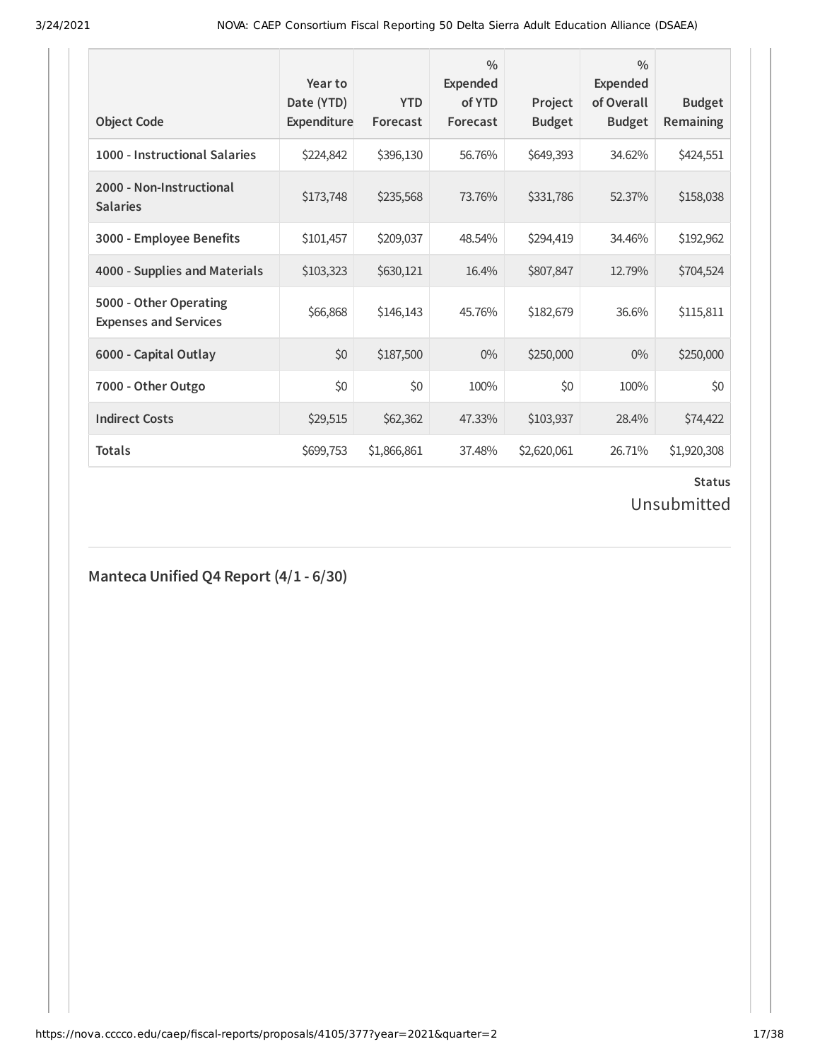| Object Code | Year to Date (YTD) Expenditure | YTD Forecast | % Expended of YTD Forecast | Project Budget | % Expended of Overall Budget | Budget Remaining |
|---|---|---|---|---|---|---|
| **1000 - Instructional Salaries** | $224,842 | $396,130 | 56.76% | $649,393 | 34.62% | $424,551 |
| **2000 - Non-Instructional Salaries** | $173,748 | $235,568 | 73.76% | $331,786 | 52.37% | $158,038 |
| **3000 - Employee Benefits** | $101,457 | $209,037 | 48.54% | $294,419 | 34.46% | $192,962 |
| **4000 - Supplies and Materials** | $103,323 | $630,121 | 16.4% | $807,847 | 12.79% | $704,524 |
| **5000 - Other Operating Expenses and Services** | $66,868 | $146,143 | 45.76% | $182,679 | 36.6% | $115,811 |
| **6000 - Capital Outlay** | $0 | $187,500 | 0% | $250,000 | 0% | $250,000 |
| **7000 - Other Outgo** | $0 | $0 | 100% | $0 | 100% | $0 |
| **Indirect Costs** | $29,515 | $62,362 | 47.33% | $103,937 | 28.4% | $74,422 |
| **Totals** | $699,753 | $1,866,861 | 37.48% | $2,620,061 | 26.71% | $1,920,308 |

**Status**

Unsubmitted

## Manteca Unified Q4 Report (4/1 - 6/30)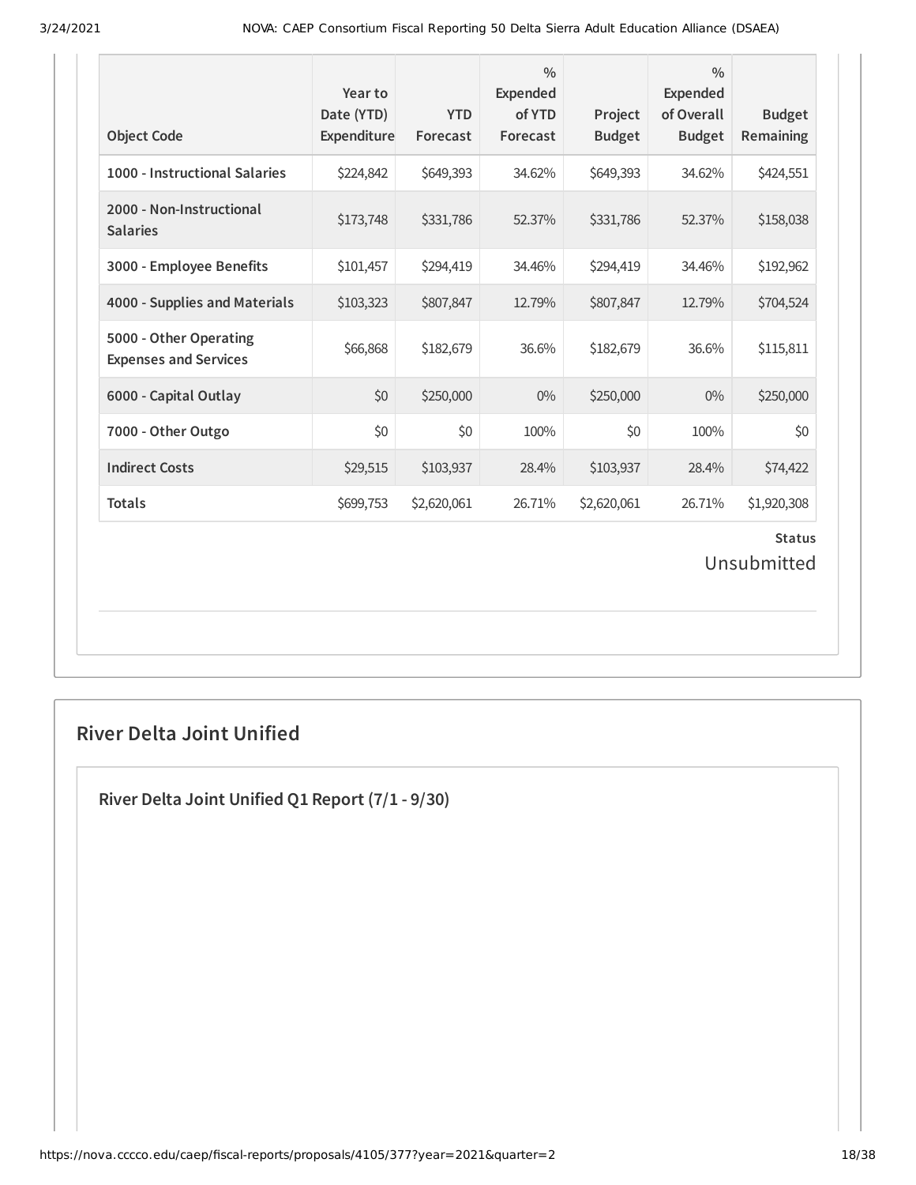| Object Code | Year to Date (YTD) Expenditure | YTD Forecast | % Expended of YTD Forecast | Project Budget | % Expended of Overall Budget | Budget Remaining |
|---|---|---|---|---|---|---|
| **1000 - Instructional Salaries** | $224,842 | $649,393 | 34.62% | $649,393 | 34.62% | $424,551 |
| **2000 - Non-Instructional Salaries** | $173,748 | $331,786 | 52.37% | $331,786 | 52.37% | $158,038 |
| **3000 - Employee Benefits** | $101,457 | $294,419 | 34.46% | $294,419 | 34.46% | $192,962 |
| **4000 - Supplies and Materials** | $103,323 | $807,847 | 12.79% | $807,847 | 12.79% | $704,524 |
| **5000 - Other Operating Expenses and Services** | $66,868 | $182,679 | 36.6% | $182,679 | 36.6% | $115,811 |
| **6000 - Capital Outlay** | $0 | $250,000 | 0% | $250,000 | 0% | $250,000 |
| **7000 - Other Outgo** | $0 | $0 | 100% | $0 | 100% | $0 |
| **Indirect Costs** | $29,515 | $103,937 | 28.4% | $103,937 | 28.4% | $74,422 |
| **Totals** | $699,753 | $2,620,061 | 26.71% | $2,620,061 | 26.71% | $1,920,308 |

**Status**

Unsubmitted

## River Delta Joint Unified

### River Delta Joint Unified Q1 Report (7/1 - 9/30)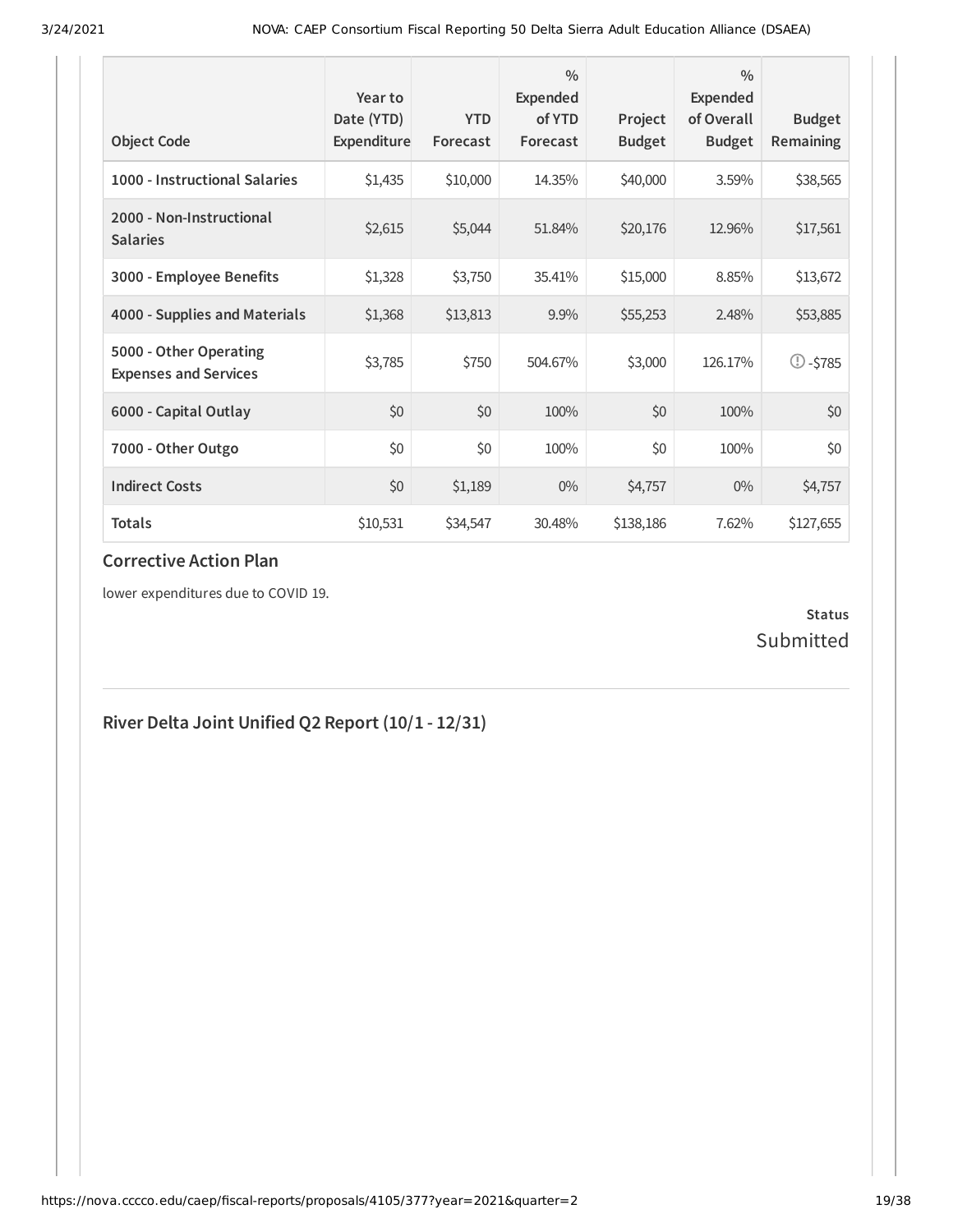| Object Code | Year to Date (YTD) Expenditure | YTD Forecast | % Expended of YTD Forecast | Project Budget | % Expended of Overall Budget | Budget Remaining |
|---|---|---|---|---|---|---|
| **1000 - Instructional Salaries** | $1,435 | $10,000 | 14.35% | $40,000 | 3.59% | $38,565 |
| **2000 - Non-Instructional Salaries** | $2,615 | $5,044 | 51.84% | $20,176 | 12.96% | $17,561 |
| **3000 - Employee Benefits** | $1,328 | $3,750 | 35.41% | $15,000 | 8.85% | $13,672 |
| **4000 - Supplies and Materials** | $1,368 | $13,813 | 9.9% | $55,253 | 2.48% | $53,885 |
| **5000 - Other Operating Expenses and Services** | $3,785 | $750 | 504.67% | $3,000 | 126.17% | -$785 |
| **6000 - Capital Outlay** | $0 | $0 | 100% | $0 | 100% | $0 |
| **7000 - Other Outgo** | $0 | $0 | 100% | $0 | 100% | $0 |
| **Indirect Costs** | $0 | $1,189 | 0% | $4,757 | 0% | $4,757 |
| **Totals** | $10,531 | $34,547 | 30.48% | $138,186 | 7.62% | $127,655 |

### Corrective Action Plan

lower expenditures due to COVID 19.

**Status**

Submitted

## River Delta Joint Unified Q2 Report (10/1 - 12/31)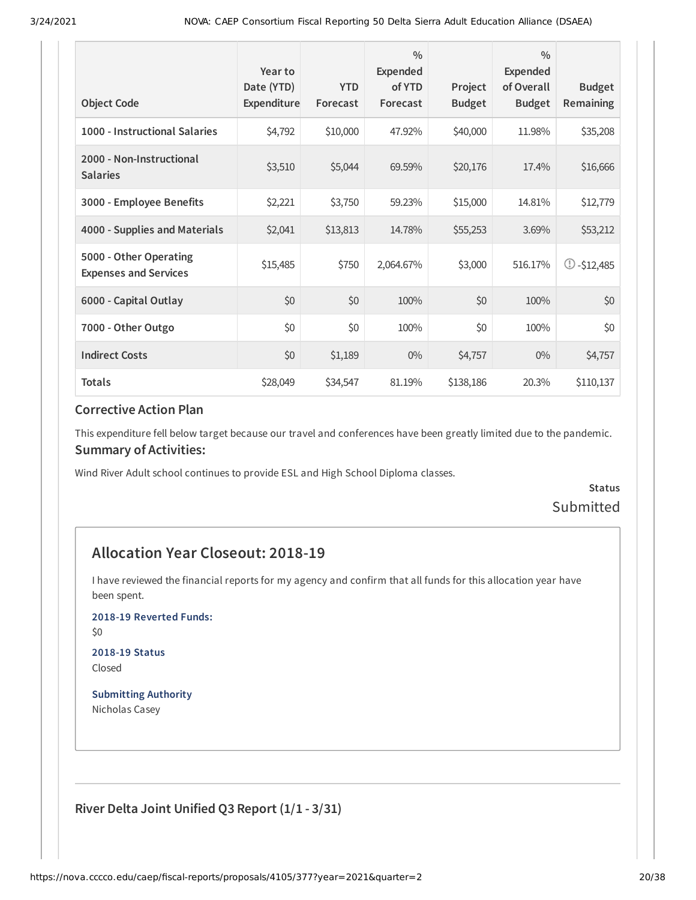| Object Code | Year to Date (YTD) Expenditure | YTD Forecast | % Expended of YTD Forecast | Project Budget | % Expended of Overall Budget | Budget Remaining |
|---|---|---|---|---|---|---|
| 1000 - Instructional Salaries | $4,792 | $10,000 | 47.92% | $40,000 | 11.98% | $35,208 |
| 2000 - Non-Instructional Salaries | $3,510 | $5,044 | 69.59% | $20,176 | 17.4% | $16,666 |
| 3000 - Employee Benefits | $2,221 | $3,750 | 59.23% | $15,000 | 14.81% | $12,779 |
| 4000 - Supplies and Materials | $2,041 | $13,813 | 14.78% | $55,253 | 3.69% | $53,212 |
| 5000 - Other Operating Expenses and Services | $15,485 | $750 | 2,064.67% | $3,000 | 516.17% | -$12,485 |
| 6000 - Capital Outlay | $0 | $0 | 100% | $0 | 100% | $0 |
| 7000 - Other Outgo | $0 | $0 | 100% | $0 | 100% | $0 |
| Indirect Costs | $0 | $1,189 | 0% | $4,757 | 0% | $4,757 |
| Totals | $28,049 | $34,547 | 81.19% | $138,186 | 20.3% | $110,137 |

### Corrective Action Plan

This expenditure fell below target because our travel and conferences have been greatly limited due to the pandemic.

### Summary of Activities:

Wind River Adult school continues to provide ESL and High School Diploma classes.

**Status**

Submitted

## Allocation Year Closeout: 2018-19

I have reviewed the financial reports for my agency and confirm that all funds for this allocation year have been spent.

**2018-19 Reverted Funds:**

$0

**2018-19 Status**

Closed

**Submitting Authority**

Nicholas Casey

### River Delta Joint Unified Q3 Report (1/1 - 3/31)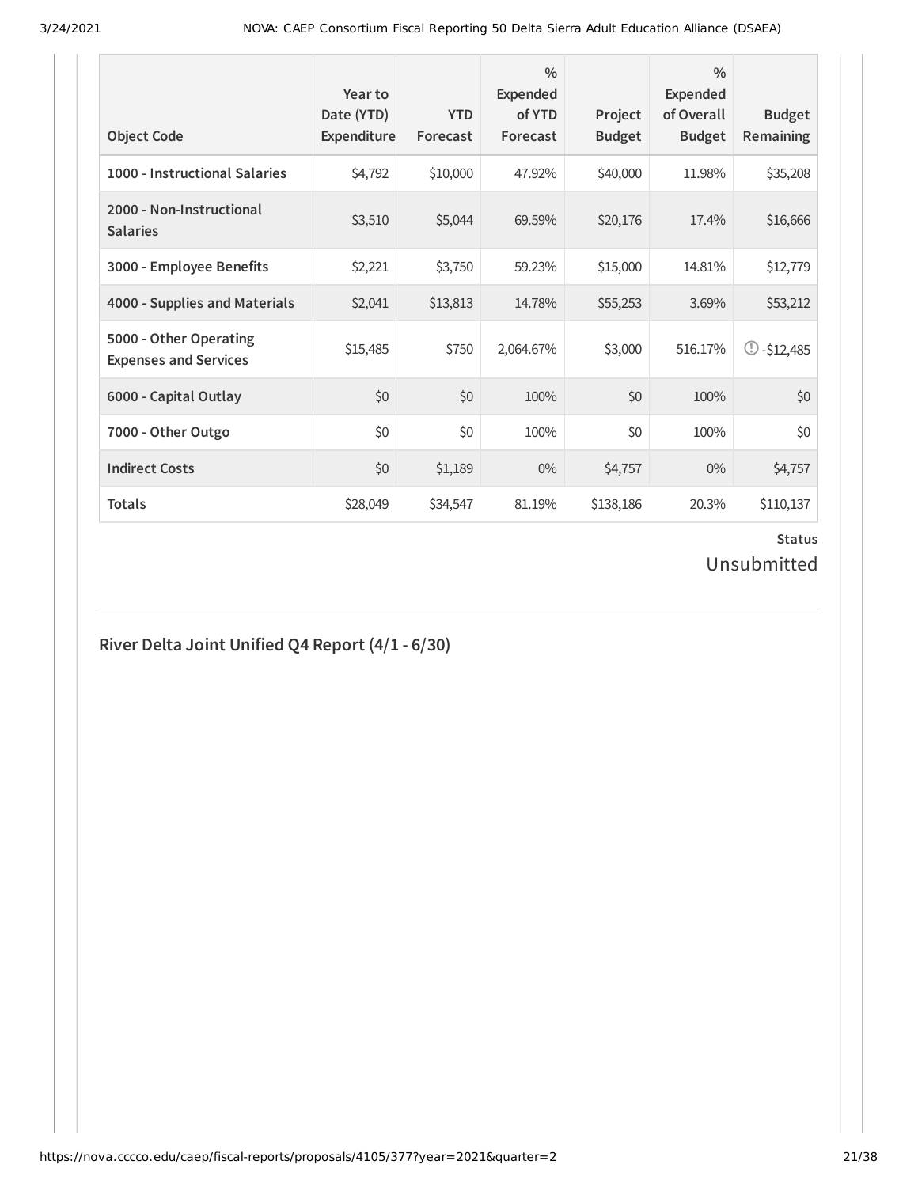| Object Code | Year to Date (YTD) Expenditure | YTD Forecast | % Expended of YTD Forecast | Project Budget | % Expended of Overall Budget | Budget Remaining |
|---|---|---|---|---|---|---|
| **1000 - Instructional Salaries** | $4,792 | $10,000 | 47.92% | $40,000 | 11.98% | $35,208 |
| **2000 - Non-Instructional Salaries** | $3,510 | $5,044 | 69.59% | $20,176 | 17.4% | $16,666 |
| **3000 - Employee Benefits** | $2,221 | $3,750 | 59.23% | $15,000 | 14.81% | $12,779 |
| **4000 - Supplies and Materials** | $2,041 | $13,813 | 14.78% | $55,253 | 3.69% | $53,212 |
| **5000 - Other Operating Expenses and Services** | $15,485 | $750 | 2,064.67% | $3,000 | 516.17% | -$12,485 |
| **6000 - Capital Outlay** | $0 | $0 | 100% | $0 | 100% | $0 |
| **7000 - Other Outgo** | $0 | $0 | 100% | $0 | 100% | $0 |
| **Indirect Costs** | $0 | $1,189 | 0% | $4,757 | 0% | $4,757 |
| **Totals** | $28,049 | $34,547 | 81.19% | $138,186 | 20.3% | $110,137 |

**Status**

Unsubmitted

## River Delta Joint Unified Q4 Report (4/1 - 6/30)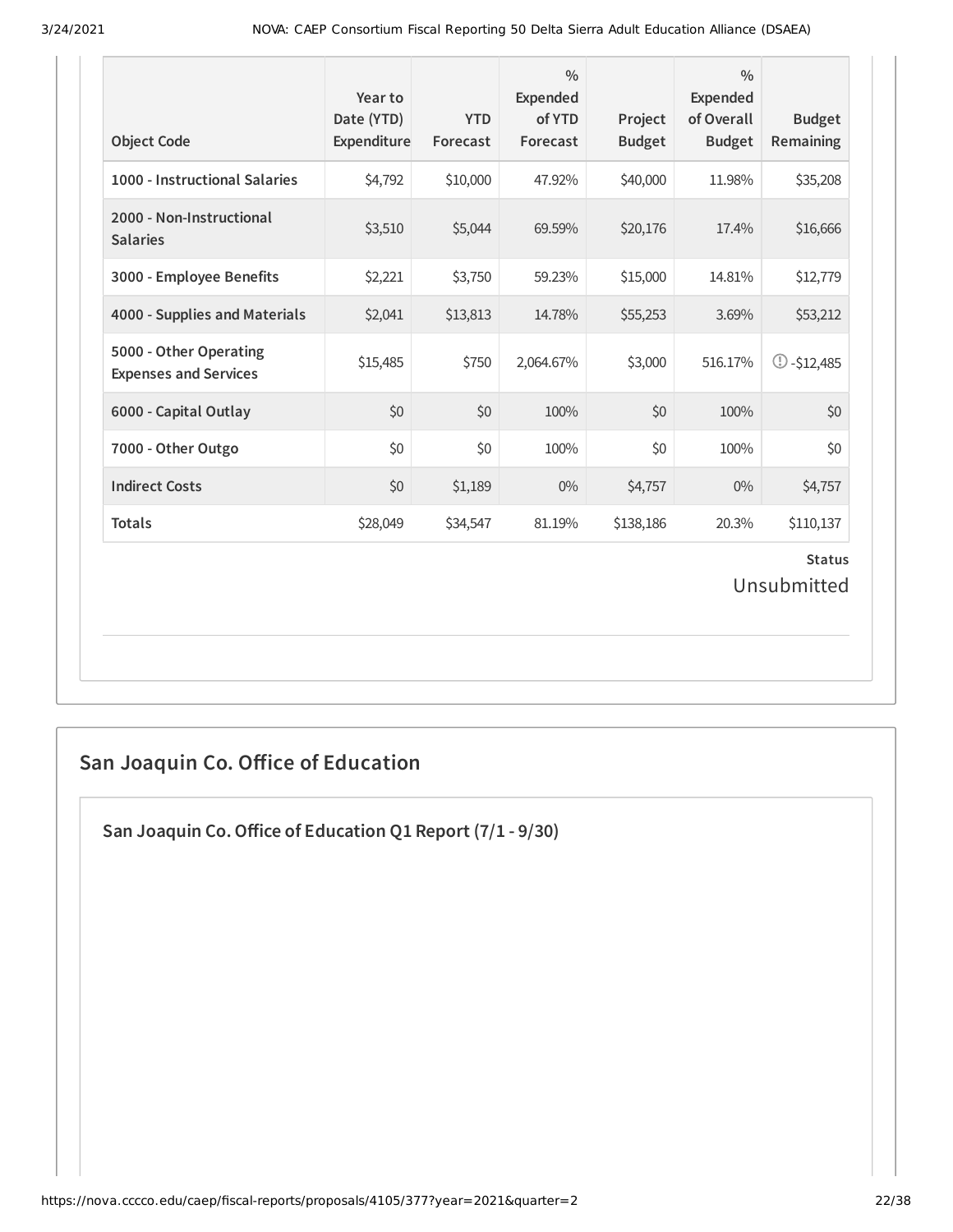| Object Code | Year to Date (YTD) Expenditure | YTD Forecast | % Expended of YTD Forecast | Project Budget | % Expended of Overall Budget | Budget Remaining |
|---|---|---|---|---|---|---|
| 1000 - Instructional Salaries | $4,792 | $10,000 | 47.92% | $40,000 | 11.98% | $35,208 |
| 2000 - Non-Instructional Salaries | $3,510 | $5,044 | 69.59% | $20,176 | 17.4% | $16,666 |
| 3000 - Employee Benefits | $2,221 | $3,750 | 59.23% | $15,000 | 14.81% | $12,779 |
| 4000 - Supplies and Materials | $2,041 | $13,813 | 14.78% | $55,253 | 3.69% | $53,212 |
| 5000 - Other Operating Expenses and Services | $15,485 | $750 | 2,064.67% | $3,000 | 516.17% | -$12,485 |
| 6000 - Capital Outlay | $0 | $0 | 100% | $0 | 100% | $0 |
| 7000 - Other Outgo | $0 | $0 | 100% | $0 | 100% | $0 |
| Indirect Costs | $0 | $1,189 | 0% | $4,757 | 0% | $4,757 |
| Totals | $28,049 | $34,547 | 81.19% | $138,186 | 20.3% | $110,137 |

**Status**

Unsubmitted

## San Joaquin Co. Office of Education

### San Joaquin Co. Office of Education Q1 Report (7/1 - 9/30)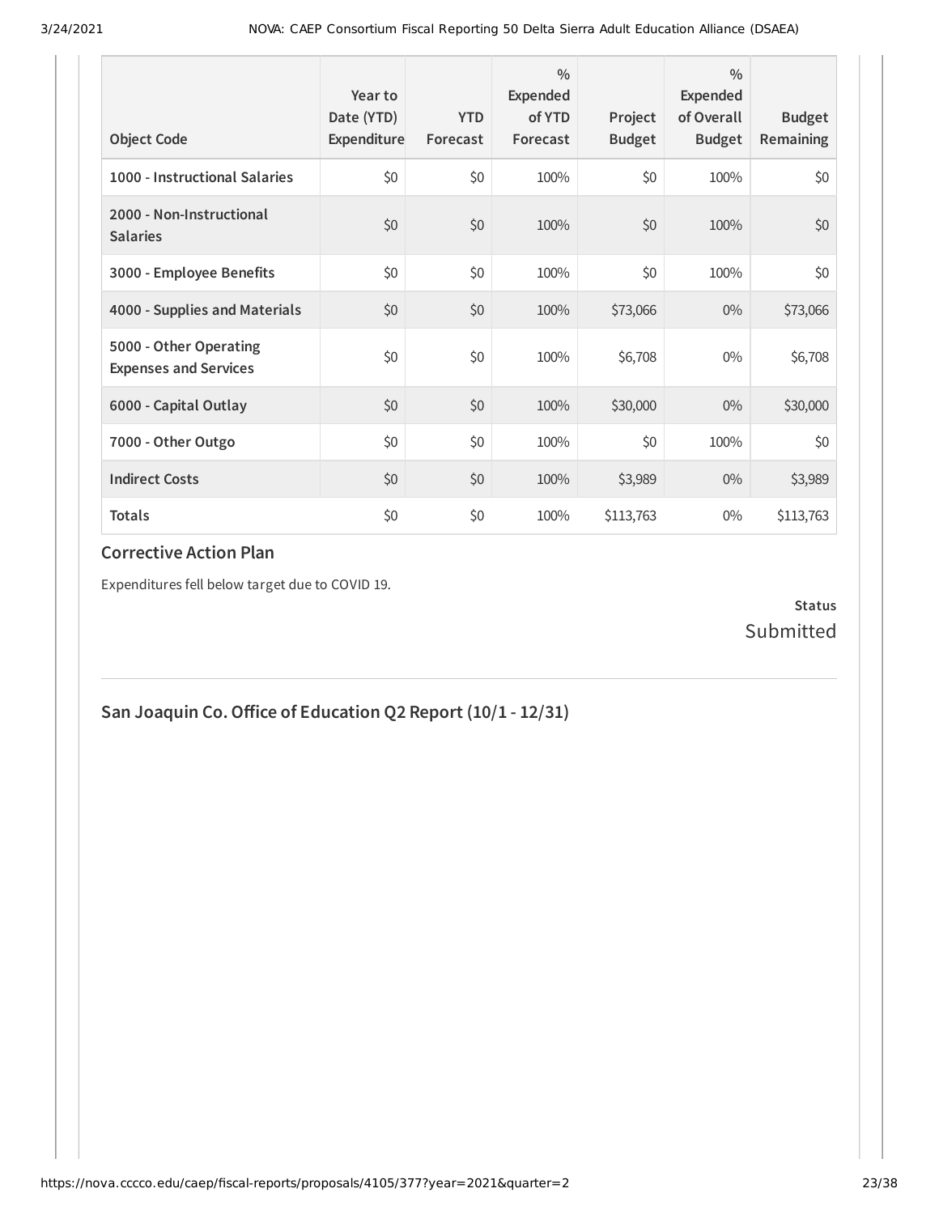| Object Code | Year to Date (YTD) Expenditure | YTD Forecast | % Expended of YTD Forecast | Project Budget | % Expended of Overall Budget | Budget Remaining |
|---|---|---|---|---|---|---|
| **1000 - Instructional Salaries** | $0 | $0 | 100% | $0 | 100% | $0 |
| **2000 - Non-Instructional Salaries** | $0 | $0 | 100% | $0 | 100% | $0 |
| **3000 - Employee Benefits** | $0 | $0 | 100% | $0 | 100% | $0 |
| **4000 - Supplies and Materials** | $0 | $0 | 100% | $73,066 | 0% | $73,066 |
| **5000 - Other Operating Expenses and Services** | $0 | $0 | 100% | $6,708 | 0% | $6,708 |
| **6000 - Capital Outlay** | $0 | $0 | 100% | $30,000 | 0% | $30,000 |
| **7000 - Other Outgo** | $0 | $0 | 100% | $0 | 100% | $0 |
| **Indirect Costs** | $0 | $0 | 100% | $3,989 | 0% | $3,989 |
| **Totals** | $0 | $0 | 100% | $113,763 | 0% | $113,763 |

### Corrective Action Plan

Expenditures fell below target due to COVID 19.

**Status**
Submitted

## San Joaquin Co. Office of Education Q2 Report (10/1 - 12/31)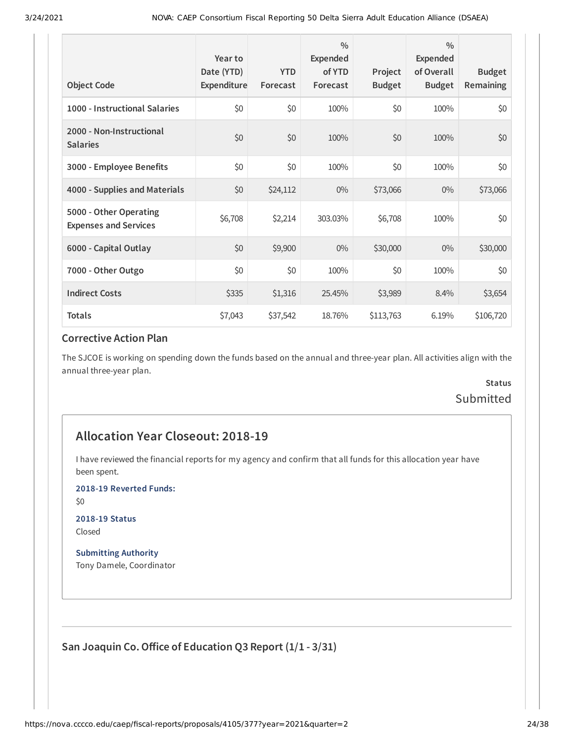| Object Code | Year to Date (YTD) Expenditure | YTD Forecast | % Expended of YTD Forecast | Project Budget | % Expended of Overall Budget | Budget Remaining |
|---|---|---|---|---|---|---|
| 1000 - Instructional Salaries | $0 | $0 | 100% | $0 | 100% | $0 |
| 2000 - Non-Instructional Salaries | $0 | $0 | 100% | $0 | 100% | $0 |
| 3000 - Employee Benefits | $0 | $0 | 100% | $0 | 100% | $0 |
| 4000 - Supplies and Materials | $0 | $24,112 | 0% | $73,066 | 0% | $73,066 |
| 5000 - Other Operating Expenses and Services | $6,708 | $2,214 | 303.03% | $6,708 | 100% | $0 |
| 6000 - Capital Outlay | $0 | $9,900 | 0% | $30,000 | 0% | $30,000 |
| 7000 - Other Outgo | $0 | $0 | 100% | $0 | 100% | $0 |
| Indirect Costs | $335 | $1,316 | 25.45% | $3,989 | 8.4% | $3,654 |
| Totals | $7,043 | $37,542 | 18.76% | $113,763 | 6.19% | $106,720 |

### Corrective Action Plan

The SJCOE is working on spending down the funds based on the annual and three-year plan. All activities align with the annual three-year plan.

**Status**

Submitted

## Allocation Year Closeout: 2018-19

I have reviewed the financial reports for my agency and confirm that all funds for this allocation year have been spent.

**2018-19 Reverted Funds:**

$0

**2018-19 Status**

Closed

**Submitting Authority**

Tony Damele, Coordinator

### San Joaquin Co. Office of Education Q3 Report (1/1 - 3/31)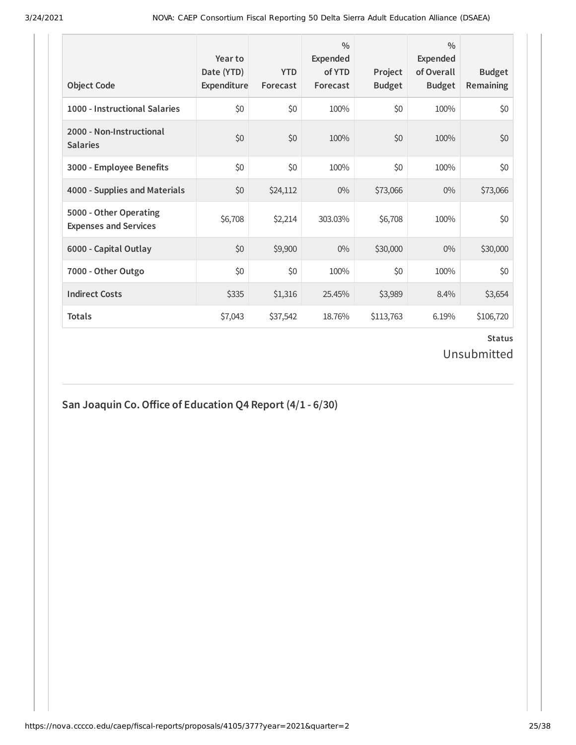| Object Code | Year to Date (YTD) Expenditure | YTD Forecast | % Expended of YTD Forecast | Project Budget | % Expended of Overall Budget | Budget Remaining |
|---|---|---|---|---|---|---|
| 1000 - Instructional Salaries | $0 | $0 | 100% | $0 | 100% | $0 |
| 2000 - Non-Instructional Salaries | $0 | $0 | 100% | $0 | 100% | $0 |
| 3000 - Employee Benefits | $0 | $0 | 100% | $0 | 100% | $0 |
| 4000 - Supplies and Materials | $0 | $24,112 | 0% | $73,066 | 0% | $73,066 |
| 5000 - Other Operating Expenses and Services | $6,708 | $2,214 | 303.03% | $6,708 | 100% | $0 |
| 6000 - Capital Outlay | $0 | $9,900 | 0% | $30,000 | 0% | $30,000 |
| 7000 - Other Outgo | $0 | $0 | 100% | $0 | 100% | $0 |
| Indirect Costs | $335 | $1,316 | 25.45% | $3,989 | 8.4% | $3,654 |
| Totals | $7,043 | $37,542 | 18.76% | $113,763 | 6.19% | $106,720 |

**Status**

Unsubmitted

## San Joaquin Co. Office of Education Q4 Report (4/1 - 6/30)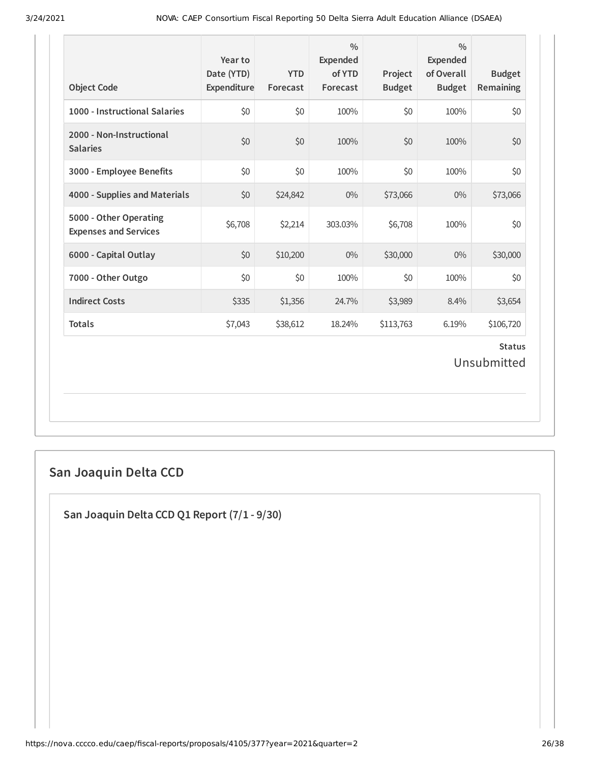| Object Code | Year to Date (YTD) Expenditure | YTD Forecast | % Expended of YTD Forecast | Project Budget | % Expended of Overall Budget | Budget Remaining |
|---|---|---|---|---|---|---|
| **1000 - Instructional Salaries** | $0 | $0 | 100% | $0 | 100% | $0 |
| **2000 - Non-Instructional Salaries** | $0 | $0 | 100% | $0 | 100% | $0 |
| **3000 - Employee Benefits** | $0 | $0 | 100% | $0 | 100% | $0 |
| **4000 - Supplies and Materials** | $0 | $24,842 | 0% | $73,066 | 0% | $73,066 |
| **5000 - Other Operating Expenses and Services** | $6,708 | $2,214 | 303.03% | $6,708 | 100% | $0 |
| **6000 - Capital Outlay** | $0 | $10,200 | 0% | $30,000 | 0% | $30,000 |
| **7000 - Other Outgo** | $0 | $0 | 100% | $0 | 100% | $0 |
| **Indirect Costs** | $335 | $1,356 | 24.7% | $3,989 | 8.4% | $3,654 |
| **Totals** | $7,043 | $38,612 | 18.24% | $113,763 | 6.19% | $106,720 |

**Status**

Unsubmitted

## San Joaquin Delta CCD

### San Joaquin Delta CCD Q1 Report (7/1 - 9/30)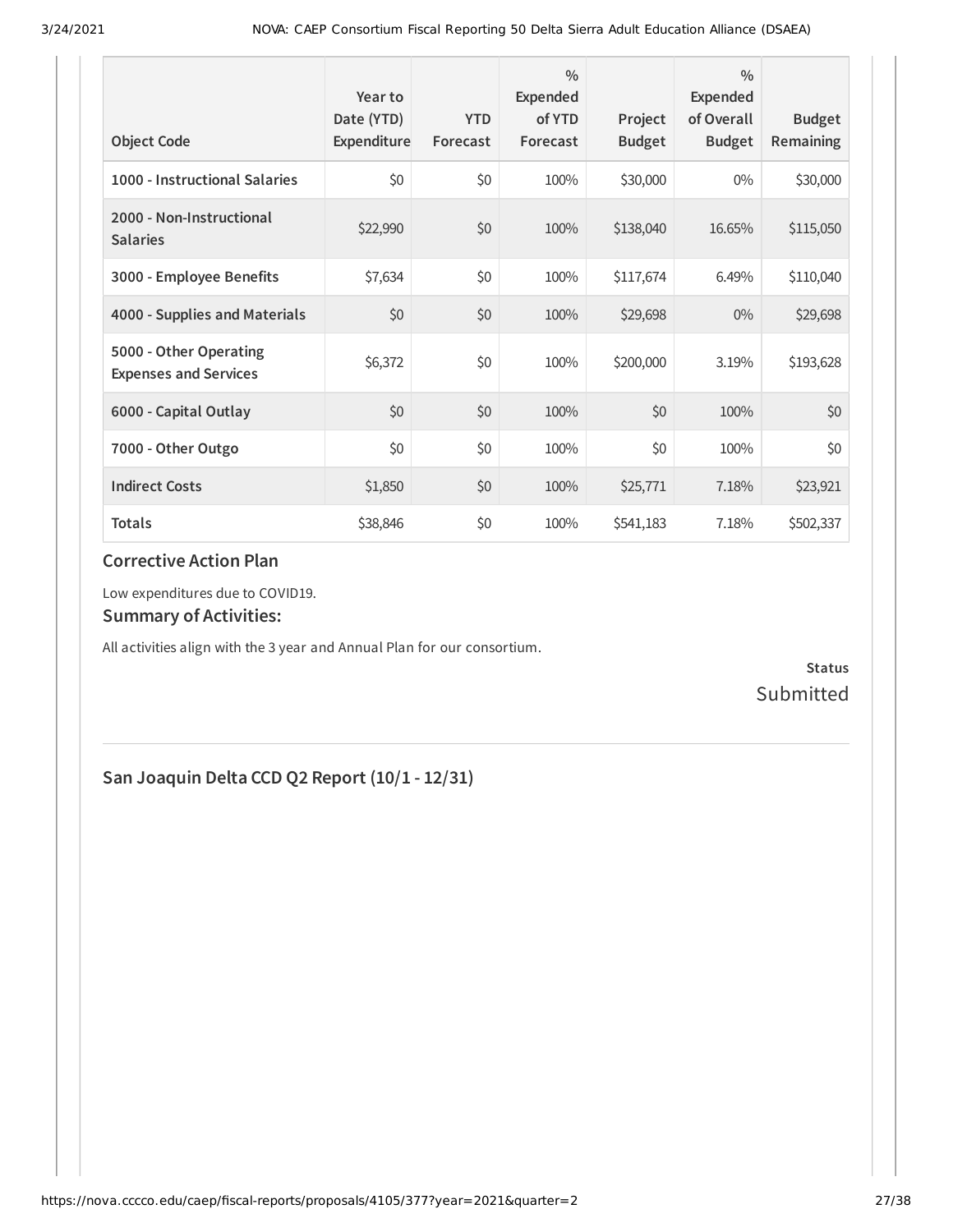| Object Code | Year to Date (YTD) Expenditure | YTD Forecast | % Expended of YTD Forecast | Project Budget | % Expended of Overall Budget | Budget Remaining |
|---|---|---|---|---|---|---|
| **1000 - Instructional Salaries** | $0 | $0 | 100% | $30,000 | 0% | $30,000 |
| **2000 - Non-Instructional Salaries** | $22,990 | $0 | 100% | $138,040 | 16.65% | $115,050 |
| **3000 - Employee Benefits** | $7,634 | $0 | 100% | $117,674 | 6.49% | $110,040 |
| **4000 - Supplies and Materials** | $0 | $0 | 100% | $29,698 | 0% | $29,698 |
| **5000 - Other Operating Expenses and Services** | $6,372 | $0 | 100% | $200,000 | 3.19% | $193,628 |
| **6000 - Capital Outlay** | $0 | $0 | 100% | $0 | 100% | $0 |
| **7000 - Other Outgo** | $0 | $0 | 100% | $0 | 100% | $0 |
| **Indirect Costs** | $1,850 | $0 | 100% | $25,771 | 7.18% | $23,921 |
| **Totals** | $38,846 | $0 | 100% | $541,183 | 7.18% | $502,337 |

### Corrective Action Plan

Low expenditures due to COVID19.

### Summary of Activities:

All activities align with the 3 year and Annual Plan for our consortium.

**Status**
Submitted

## San Joaquin Delta CCD Q2 Report (10/1 - 12/31)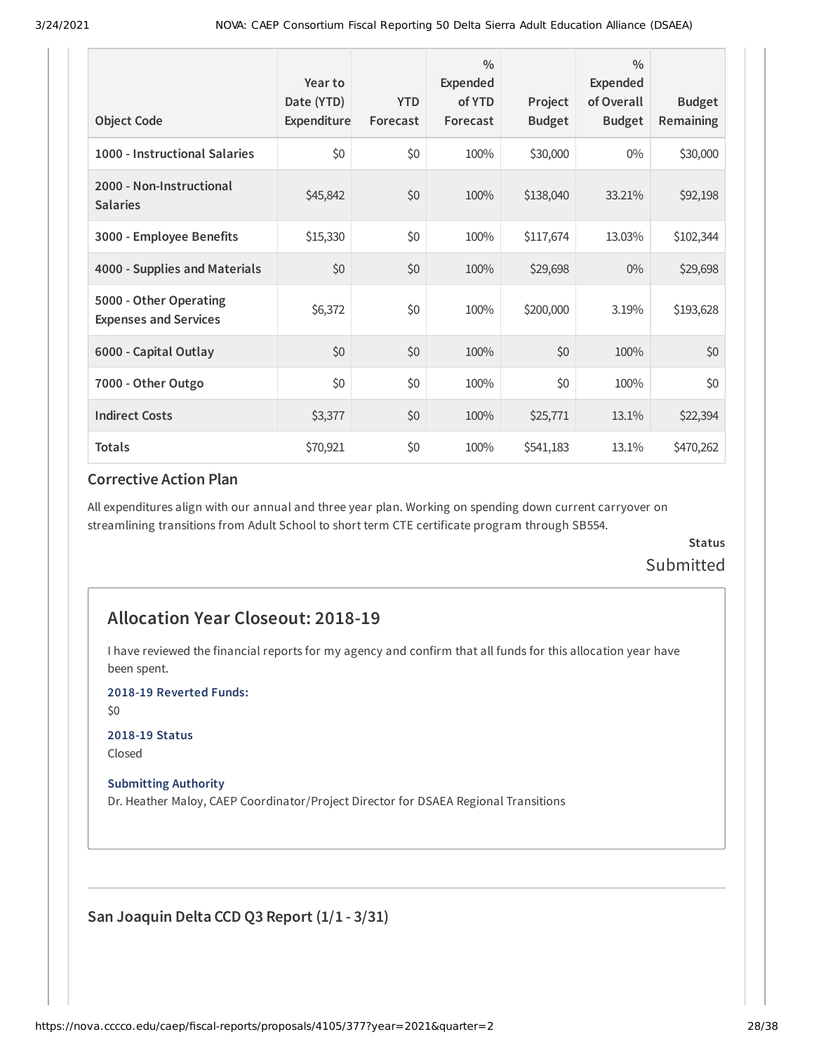| Object Code | Year to Date (YTD) Expenditure | YTD Forecast | % Expended of YTD Forecast | Project Budget | % Expended of Overall Budget | Budget Remaining |
|---|---|---|---|---|---|---|
| 1000 - Instructional Salaries | $0 | $0 | 100% | $30,000 | 0% | $30,000 |
| 2000 - Non-Instructional Salaries | $45,842 | $0 | 100% | $138,040 | 33.21% | $92,198 |
| 3000 - Employee Benefits | $15,330 | $0 | 100% | $117,674 | 13.03% | $102,344 |
| 4000 - Supplies and Materials | $0 | $0 | 100% | $29,698 | 0% | $29,698 |
| 5000 - Other Operating Expenses and Services | $6,372 | $0 | 100% | $200,000 | 3.19% | $193,628 |
| 6000 - Capital Outlay | $0 | $0 | 100% | $0 | 100% | $0 |
| 7000 - Other Outgo | $0 | $0 | 100% | $0 | 100% | $0 |
| Indirect Costs | $3,377 | $0 | 100% | $25,771 | 13.1% | $22,394 |
| Totals | $70,921 | $0 | 100% | $541,183 | 13.1% | $470,262 |

### Corrective Action Plan

All expenditures align with our annual and three year plan. Working on spending down current carryover on streamlining transitions from Adult School to short term CTE certificate program through SB554.

**Status**

Submitted

## Allocation Year Closeout: 2018-19

I have reviewed the financial reports for my agency and confirm that all funds for this allocation year have been spent.

**2018-19 Reverted Funds:**

$0

**2018-19 Status**

Closed

**Submitting Authority**

Dr. Heather Maloy, CAEP Coordinator/Project Director for DSAEA Regional Transitions

### San Joaquin Delta CCD Q3 Report (1/1 - 3/31)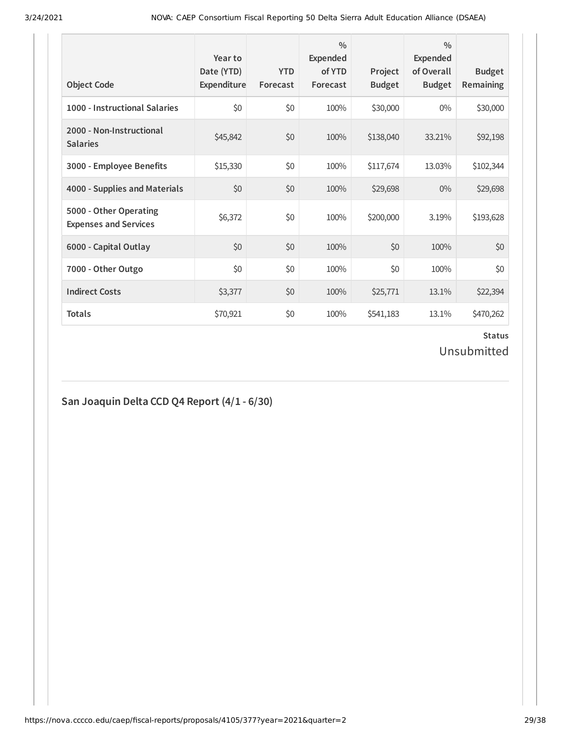| Object Code | Year to Date (YTD) Expenditure | YTD Forecast | % Expended of YTD Forecast | Project Budget | % Expended of Overall Budget | Budget Remaining |
|---|---|---|---|---|---|---|
| 1000 - Instructional Salaries | $0 | $0 | 100% | $30,000 | 0% | $30,000 |
| 2000 - Non-Instructional Salaries | $45,842 | $0 | 100% | $138,040 | 33.21% | $92,198 |
| 3000 - Employee Benefits | $15,330 | $0 | 100% | $117,674 | 13.03% | $102,344 |
| 4000 - Supplies and Materials | $0 | $0 | 100% | $29,698 | 0% | $29,698 |
| 5000 - Other Operating Expenses and Services | $6,372 | $0 | 100% | $200,000 | 3.19% | $193,628 |
| 6000 - Capital Outlay | $0 | $0 | 100% | $0 | 100% | $0 |
| 7000 - Other Outgo | $0 | $0 | 100% | $0 | 100% | $0 |
| Indirect Costs | $3,377 | $0 | 100% | $25,771 | 13.1% | $22,394 |
| **Totals** | $70,921 | $0 | 100% | $541,183 | 13.1% | $470,262 |

**Status**

Unsubmitted

## San Joaquin Delta CCD Q4 Report (4/1 - 6/30)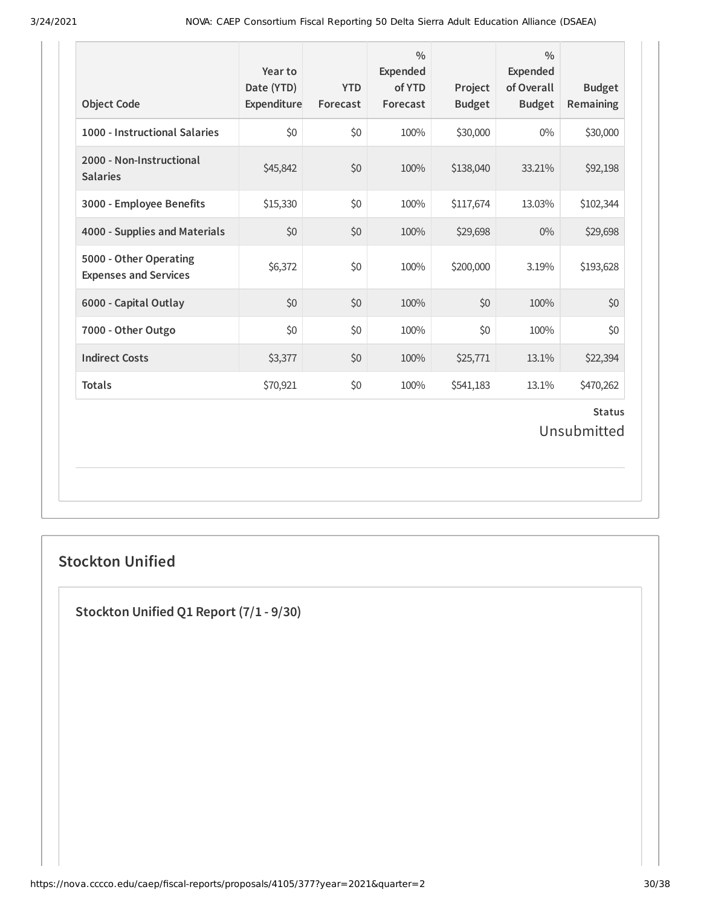| Object Code | Year to Date (YTD) Expenditure | YTD Forecast | % Expended of YTD Forecast | Project Budget | % Expended of Overall Budget | Budget Remaining |
|---|---|---|---|---|---|---|
| **1000 - Instructional Salaries** | $0 | $0 | 100% | $30,000 | 0% | $30,000 |
| **2000 - Non-Instructional Salaries** | $45,842 | $0 | 100% | $138,040 | 33.21% | $92,198 |
| **3000 - Employee Benefits** | $15,330 | $0 | 100% | $117,674 | 13.03% | $102,344 |
| **4000 - Supplies and Materials** | $0 | $0 | 100% | $29,698 | 0% | $29,698 |
| **5000 - Other Operating Expenses and Services** | $6,372 | $0 | 100% | $200,000 | 3.19% | $193,628 |
| **6000 - Capital Outlay** | $0 | $0 | 100% | $0 | 100% | $0 |
| **7000 - Other Outgo** | $0 | $0 | 100% | $0 | 100% | $0 |
| **Indirect Costs** | $3,377 | $0 | 100% | $25,771 | 13.1% | $22,394 |
| **Totals** | $70,921 | $0 | 100% | $541,183 | 13.1% | $470,262 |

**Status**

Unsubmitted

## Stockton Unified

### Stockton Unified Q1 Report (7/1 - 9/30)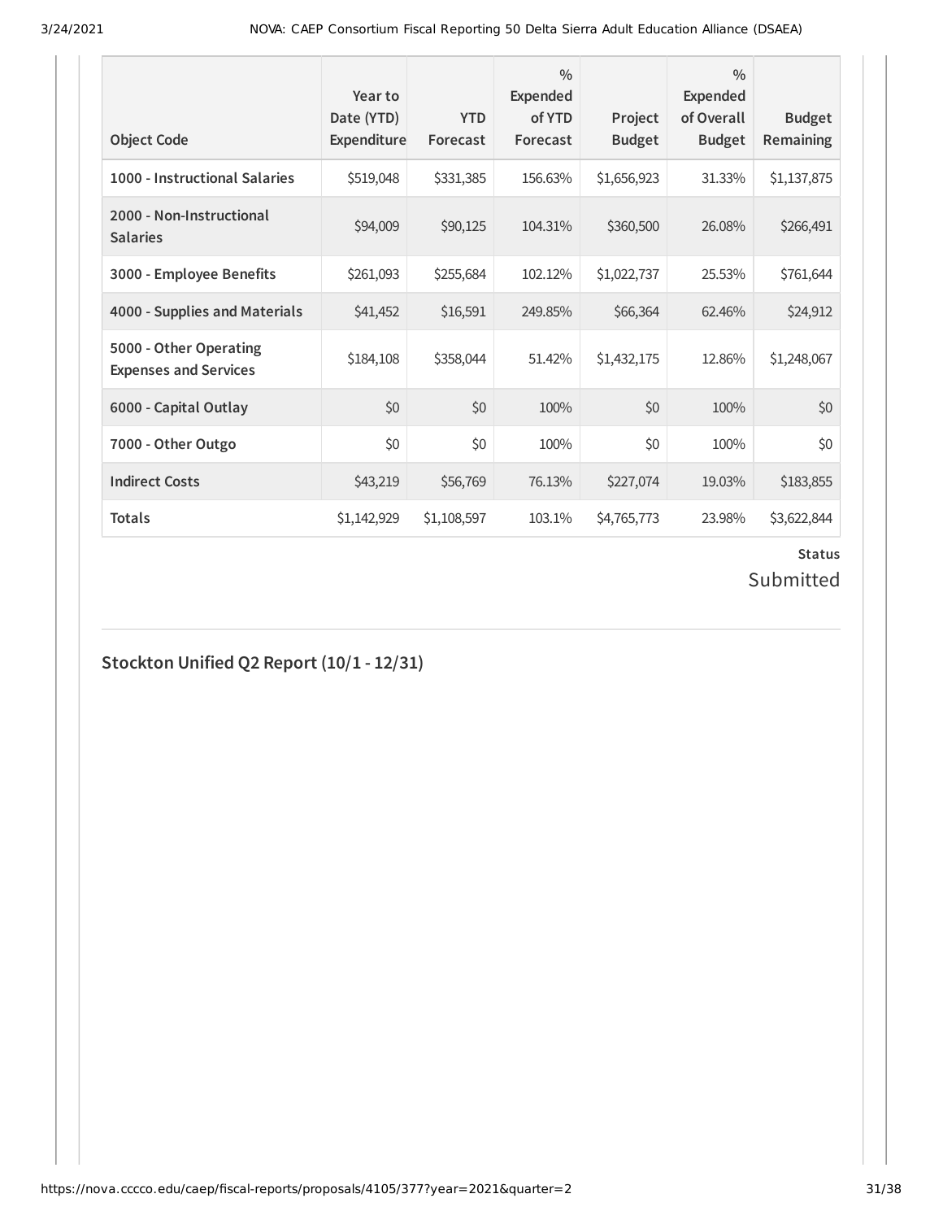| Object Code | Year to Date (YTD) Expenditure | YTD Forecast | % Expended of YTD Forecast | Project Budget | % Expended of Overall Budget | Budget Remaining |
|---|---|---|---|---|---|---|
| 1000 - Instructional Salaries | $519,048 | $331,385 | 156.63% | $1,656,923 | 31.33% | $1,137,875 |
| 2000 - Non-Instructional Salaries | $94,009 | $90,125 | 104.31% | $360,500 | 26.08% | $266,491 |
| 3000 - Employee Benefits | $261,093 | $255,684 | 102.12% | $1,022,737 | 25.53% | $761,644 |
| 4000 - Supplies and Materials | $41,452 | $16,591 | 249.85% | $66,364 | 62.46% | $24,912 |
| 5000 - Other Operating Expenses and Services | $184,108 | $358,044 | 51.42% | $1,432,175 | 12.86% | $1,248,067 |
| 6000 - Capital Outlay | $0 | $0 | 100% | $0 | 100% | $0 |
| 7000 - Other Outgo | $0 | $0 | 100% | $0 | 100% | $0 |
| Indirect Costs | $43,219 | $56,769 | 76.13% | $227,074 | 19.03% | $183,855 |
| Totals | $1,142,929 | $1,108,597 | 103.1% | $4,765,773 | 23.98% | $3,622,844 |

**Status**

Submitted

## Stockton Unified Q2 Report (10/1 - 12/31)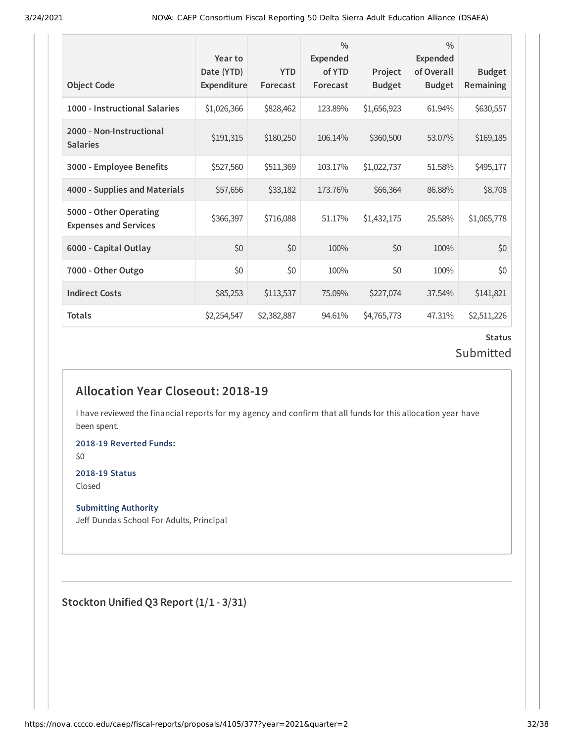| Object Code | Year to Date (YTD) Expenditure | YTD Forecast | % Expended of YTD Forecast | Project Budget | % Expended of Overall Budget | Budget Remaining |
|---|---|---|---|---|---|---|
| 1000 - Instructional Salaries | $1,026,366 | $828,462 | 123.89% | $1,656,923 | 61.94% | $630,557 |
| 2000 - Non-Instructional Salaries | $191,315 | $180,250 | 106.14% | $360,500 | 53.07% | $169,185 |
| 3000 - Employee Benefits | $527,560 | $511,369 | 103.17% | $1,022,737 | 51.58% | $495,177 |
| 4000 - Supplies and Materials | $57,656 | $33,182 | 173.76% | $66,364 | 86.88% | $8,708 |
| 5000 - Other Operating Expenses and Services | $366,397 | $716,088 | 51.17% | $1,432,175 | 25.58% | $1,065,778 |
| 6000 - Capital Outlay | $0 | $0 | 100% | $0 | 100% | $0 |
| 7000 - Other Outgo | $0 | $0 | 100% | $0 | 100% | $0 |
| Indirect Costs | $85,253 | $113,537 | 75.09% | $227,074 | 37.54% | $141,821 |
| Totals | $2,254,547 | $2,382,887 | 94.61% | $4,765,773 | 47.31% | $2,511,226 |

**Status**

Submitted

## Allocation Year Closeout: 2018-19

I have reviewed the financial reports for my agency and confirm that all funds for this allocation year have been spent.

**2018-19 Reverted Funds:**

$0

**2018-19 Status**

Closed

**Submitting Authority**

Jeff Dundas School For Adults, Principal

---

### Stockton Unified Q3 Report (1/1 - 3/31)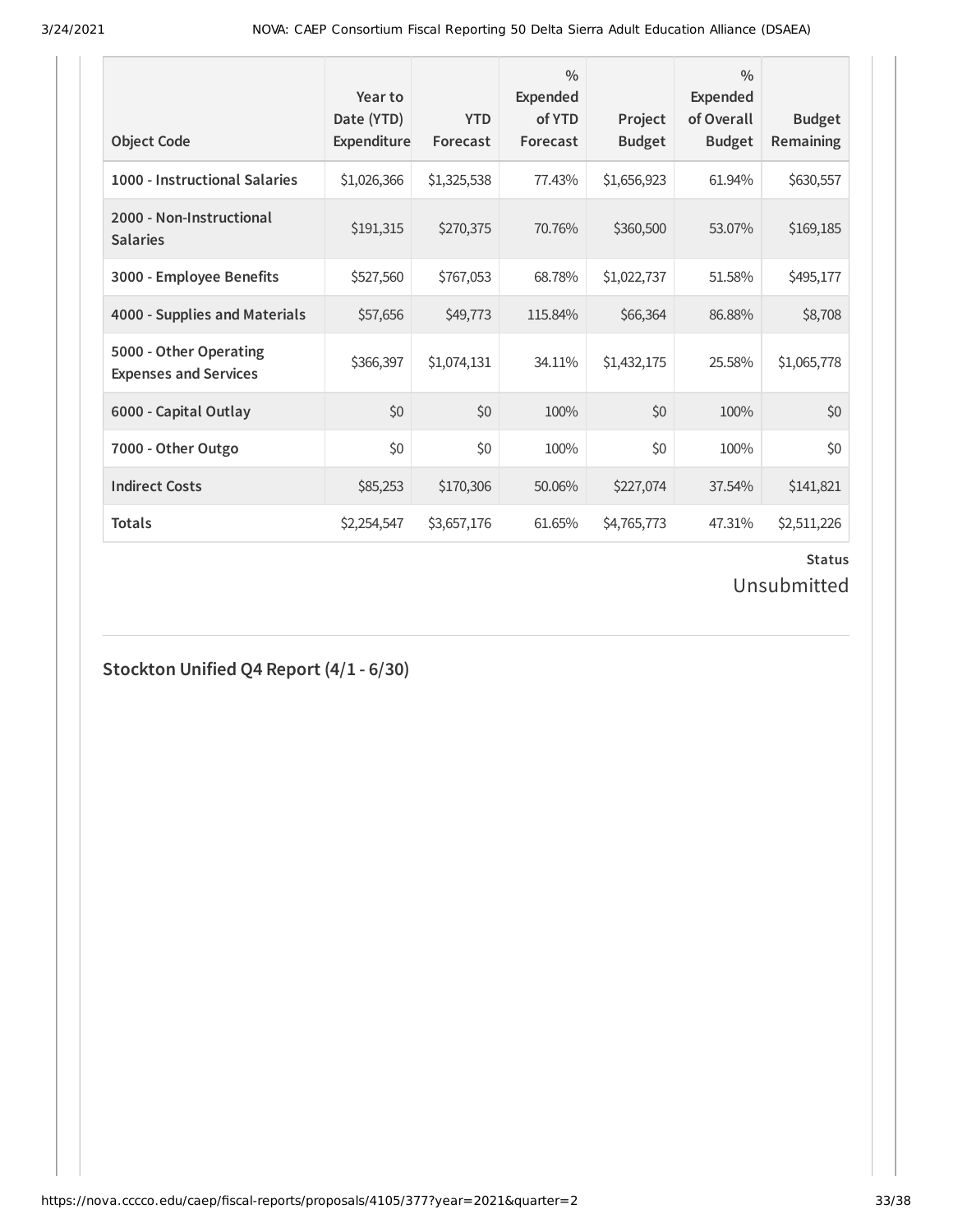| Object Code | Year to Date (YTD) Expenditure | YTD Forecast | % Expended of YTD Forecast | Project Budget | % Expended of Overall Budget | Budget Remaining |
|---|---|---|---|---|---|---|
| 1000 - Instructional Salaries | $1,026,366 | $1,325,538 | 77.43% | $1,656,923 | 61.94% | $630,557 |
| 2000 - Non-Instructional Salaries | $191,315 | $270,375 | 70.76% | $360,500 | 53.07% | $169,185 |
| 3000 - Employee Benefits | $527,560 | $767,053 | 68.78% | $1,022,737 | 51.58% | $495,177 |
| 4000 - Supplies and Materials | $57,656 | $49,773 | 115.84% | $66,364 | 86.88% | $8,708 |
| 5000 - Other Operating Expenses and Services | $366,397 | $1,074,131 | 34.11% | $1,432,175 | 25.58% | $1,065,778 |
| 6000 - Capital Outlay | $0 | $0 | 100% | $0 | 100% | $0 |
| 7000 - Other Outgo | $0 | $0 | 100% | $0 | 100% | $0 |
| Indirect Costs | $85,253 | $170,306 | 50.06% | $227,074 | 37.54% | $141,821 |
| Totals | $2,254,547 | $3,657,176 | 61.65% | $4,765,773 | 47.31% | $2,511,226 |

**Status**

Unsubmitted

## Stockton Unified Q4 Report (4/1 - 6/30)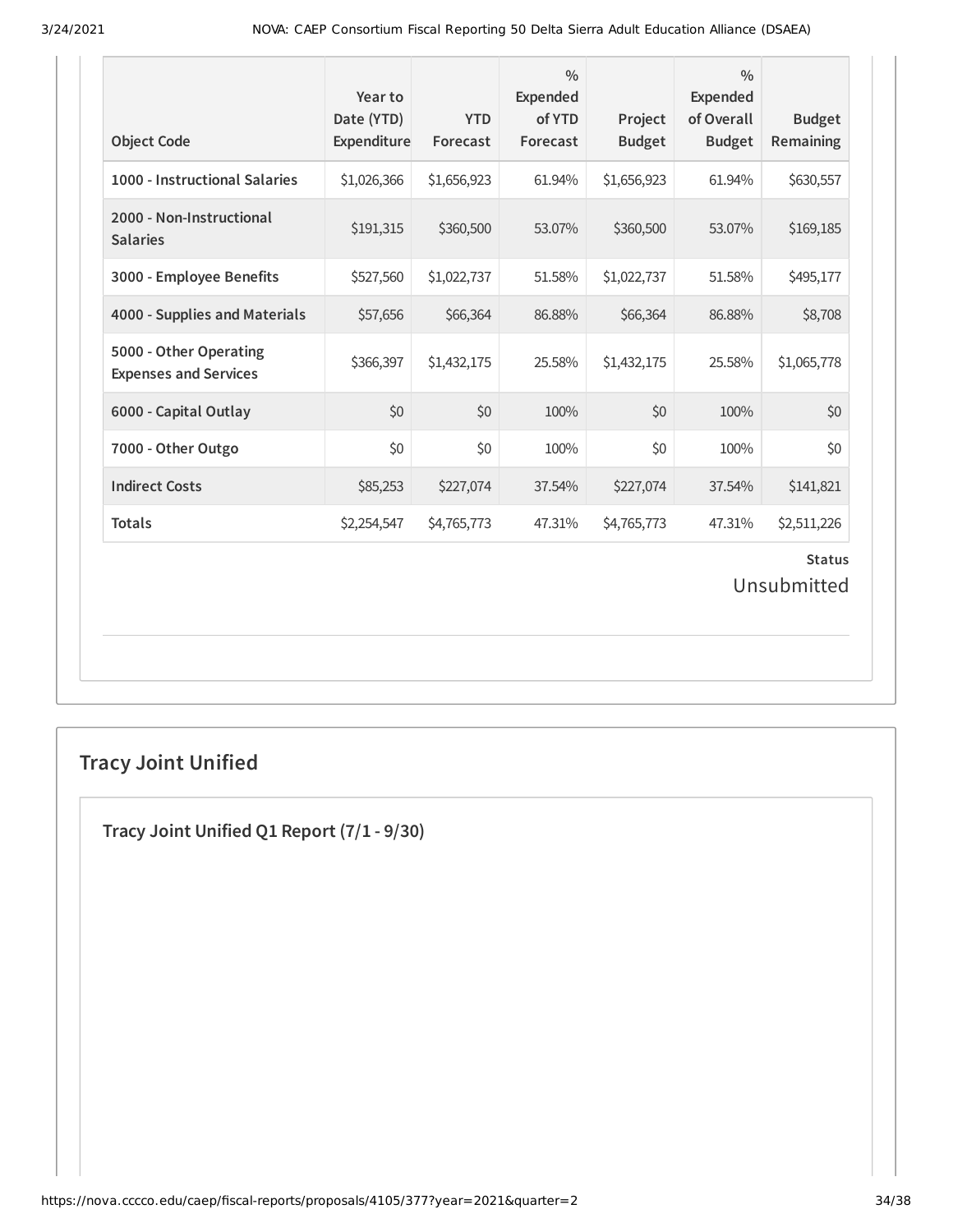| Object Code | Year to Date (YTD) Expenditure | YTD Forecast | % Expended of YTD Forecast | Project Budget | % Expended of Overall Budget | Budget Remaining |
|---|---|---|---|---|---|---|
| **1000 - Instructional Salaries** | $1,026,366 | $1,656,923 | 61.94% | $1,656,923 | 61.94% | $630,557 |
| **2000 - Non-Instructional Salaries** | $191,315 | $360,500 | 53.07% | $360,500 | 53.07% | $169,185 |
| **3000 - Employee Benefits** | $527,560 | $1,022,737 | 51.58% | $1,022,737 | 51.58% | $495,177 |
| **4000 - Supplies and Materials** | $57,656 | $66,364 | 86.88% | $66,364 | 86.88% | $8,708 |
| **5000 - Other Operating Expenses and Services** | $366,397 | $1,432,175 | 25.58% | $1,432,175 | 25.58% | $1,065,778 |
| **6000 - Capital Outlay** | $0 | $0 | 100% | $0 | 100% | $0 |
| **7000 - Other Outgo** | $0 | $0 | 100% | $0 | 100% | $0 |
| **Indirect Costs** | $85,253 | $227,074 | 37.54% | $227,074 | 37.54% | $141,821 |
| **Totals** | $2,254,547 | $4,765,773 | 47.31% | $4,765,773 | 47.31% | $2,511,226 |

**Status**

Unsubmitted

## Tracy Joint Unified

### Tracy Joint Unified Q1 Report (7/1 - 9/30)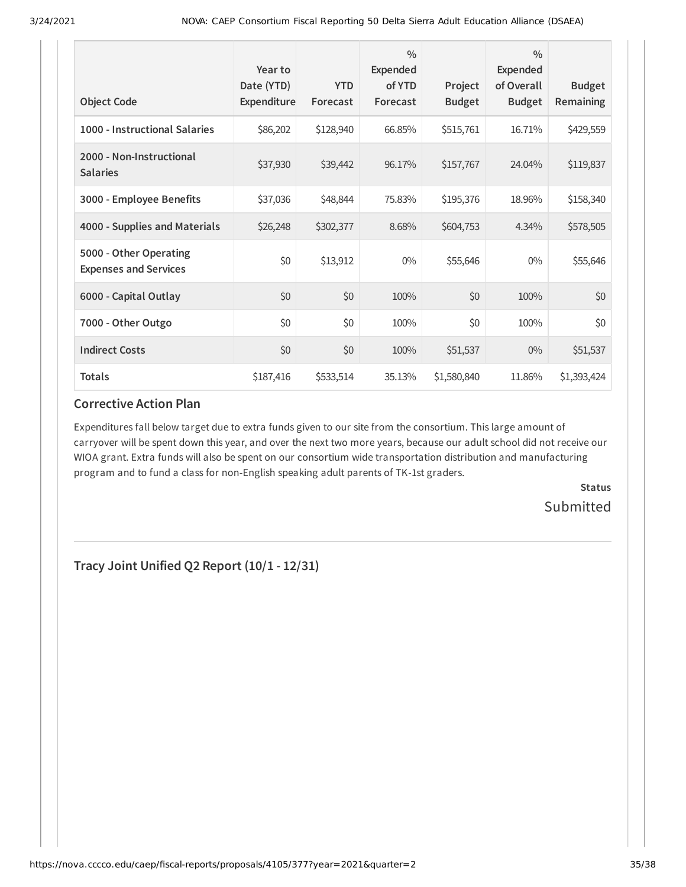| Object Code | Year to Date (YTD) Expenditure | YTD Forecast | % Expended of YTD Forecast | Project Budget | % Expended of Overall Budget | Budget Remaining |
|---|---|---|---|---|---|---|
| 1000 - Instructional Salaries | $86,202 | $128,940 | 66.85% | $515,761 | 16.71% | $429,559 |
| 2000 - Non-Instructional Salaries | $37,930 | $39,442 | 96.17% | $157,767 | 24.04% | $119,837 |
| 3000 - Employee Benefits | $37,036 | $48,844 | 75.83% | $195,376 | 18.96% | $158,340 |
| 4000 - Supplies and Materials | $26,248 | $302,377 | 8.68% | $604,753 | 4.34% | $578,505 |
| 5000 - Other Operating Expenses and Services | $0 | $13,912 | 0% | $55,646 | 0% | $55,646 |
| 6000 - Capital Outlay | $0 | $0 | 100% | $0 | 100% | $0 |
| 7000 - Other Outgo | $0 | $0 | 100% | $0 | 100% | $0 |
| Indirect Costs | $0 | $0 | 100% | $51,537 | 0% | $51,537 |
| **Totals** | $187,416 | $533,514 | 35.13% | $1,580,840 | 11.86% | $1,393,424 |

### Corrective Action Plan

Expenditures fall below target due to extra funds given to our site from the consortium. This large amount of carryover will be spent down this year, and over the next two more years, because our adult school did not receive our WIOA grant. Extra funds will also be spent on our consortium wide transportation distribution and manufacturing program and to fund a class for non-English speaking adult parents of TK-1st graders.

**Status**

Submitted

## Tracy Joint Unified Q2 Report (10/1 - 12/31)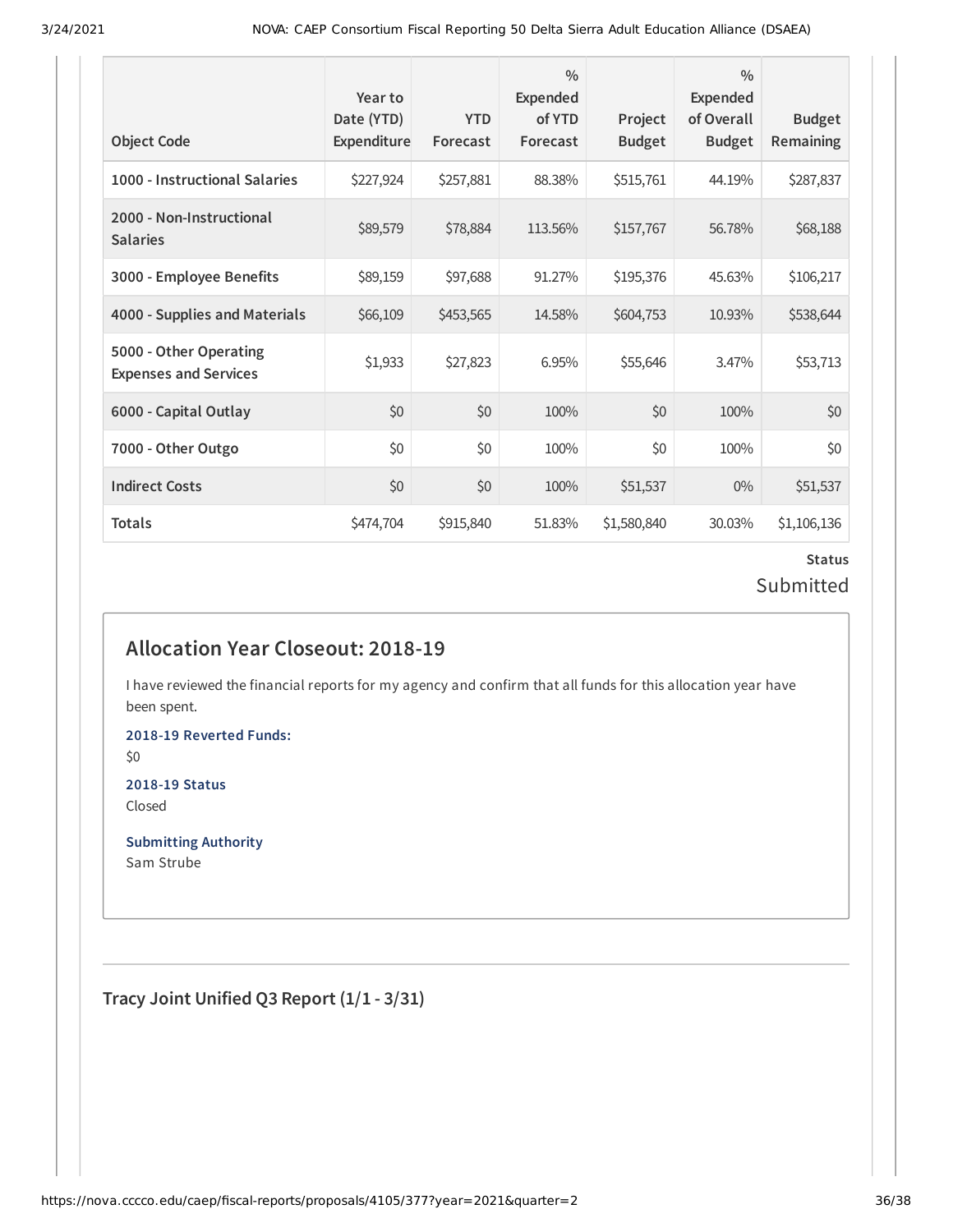| Object Code | Year to Date (YTD) Expenditure | YTD Forecast | % Expended of YTD Forecast | Project Budget | % Expended of Overall Budget | Budget Remaining |
| --- | --- | --- | --- | --- | --- | --- |
| 1000 - Instructional Salaries | $227,924 | $257,881 | 88.38% | $515,761 | 44.19% | $287,837 |
| 2000 - Non-Instructional Salaries | $89,579 | $78,884 | 113.56% | $157,767 | 56.78% | $68,188 |
| 3000 - Employee Benefits | $89,159 | $97,688 | 91.27% | $195,376 | 45.63% | $106,217 |
| 4000 - Supplies and Materials | $66,109 | $453,565 | 14.58% | $604,753 | 10.93% | $538,644 |
| 5000 - Other Operating Expenses and Services | $1,933 | $27,823 | 6.95% | $55,646 | 3.47% | $53,713 |
| 6000 - Capital Outlay | $0 | $0 | 100% | $0 | 100% | $0 |
| 7000 - Other Outgo | $0 | $0 | 100% | $0 | 100% | $0 |
| Indirect Costs | $0 | $0 | 100% | $51,537 | 0% | $51,537 |
| Totals | $474,704 | $915,840 | 51.83% | $1,580,840 | 30.03% | $1,106,136 |

**Status**

Submitted

## Allocation Year Closeout: 2018-19

I have reviewed the financial reports for my agency and confirm that all funds for this allocation year have been spent.

**2018-19 Reverted Funds:**

$0

**2018-19 Status**

Closed

**Submitting Authority**

Sam Strube

---

### Tracy Joint Unified Q3 Report (1/1 - 3/31)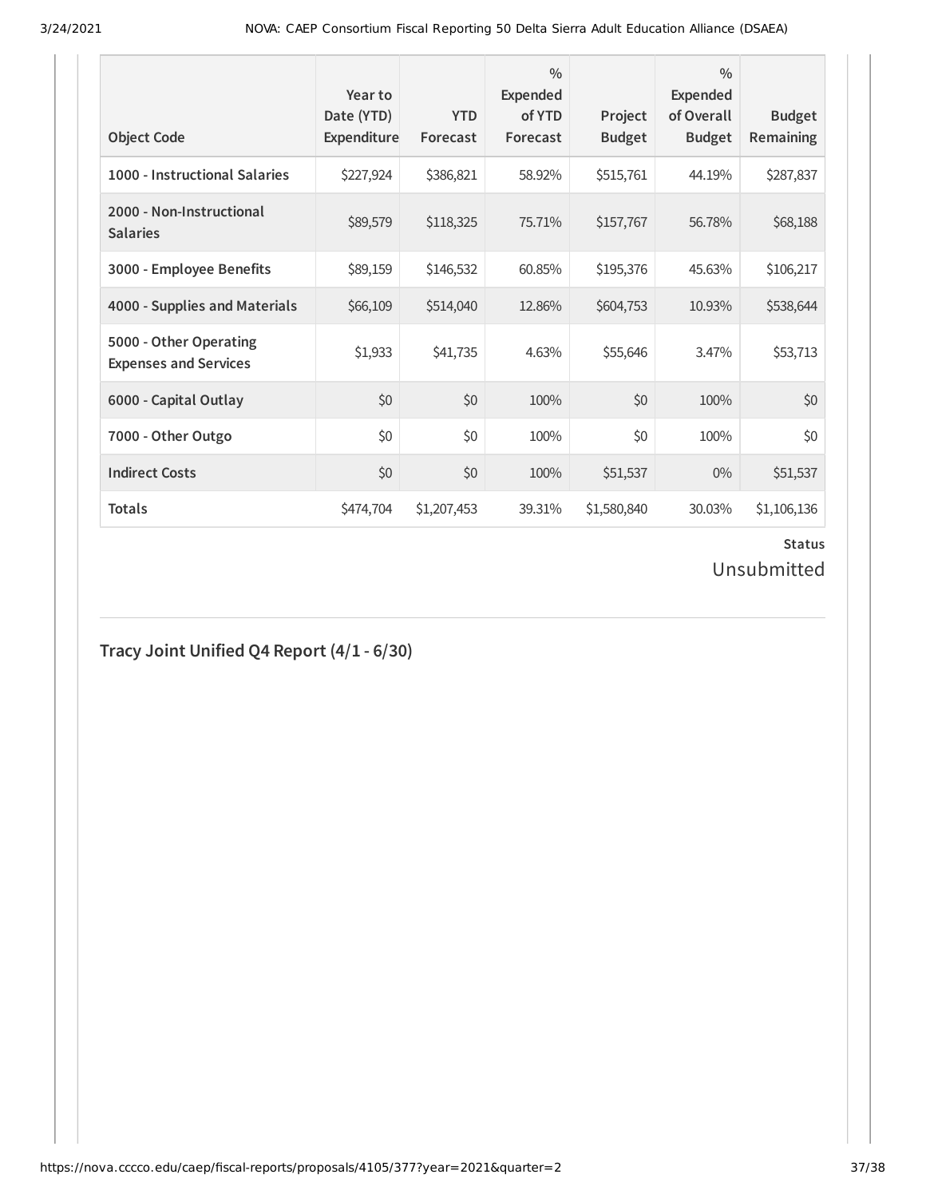| Object Code | Year to Date (YTD) Expenditure | YTD Forecast | % Expended of YTD Forecast | Project Budget | % Expended of Overall Budget | Budget Remaining |
|---|---|---|---|---|---|---|
| 1000 - Instructional Salaries | $227,924 | $386,821 | 58.92% | $515,761 | 44.19% | $287,837 |
| 2000 - Non-Instructional Salaries | $89,579 | $118,325 | 75.71% | $157,767 | 56.78% | $68,188 |
| 3000 - Employee Benefits | $89,159 | $146,532 | 60.85% | $195,376 | 45.63% | $106,217 |
| 4000 - Supplies and Materials | $66,109 | $514,040 | 12.86% | $604,753 | 10.93% | $538,644 |
| 5000 - Other Operating Expenses and Services | $1,933 | $41,735 | 4.63% | $55,646 | 3.47% | $53,713 |
| 6000 - Capital Outlay | $0 | $0 | 100% | $0 | 100% | $0 |
| 7000 - Other Outgo | $0 | $0 | 100% | $0 | 100% | $0 |
| Indirect Costs | $0 | $0 | 100% | $51,537 | 0% | $51,537 |
| Totals | $474,704 | $1,207,453 | 39.31% | $1,580,840 | 30.03% | $1,106,136 |

**Status**

Unsubmitted

## Tracy Joint Unified Q4 Report (4/1 - 6/30)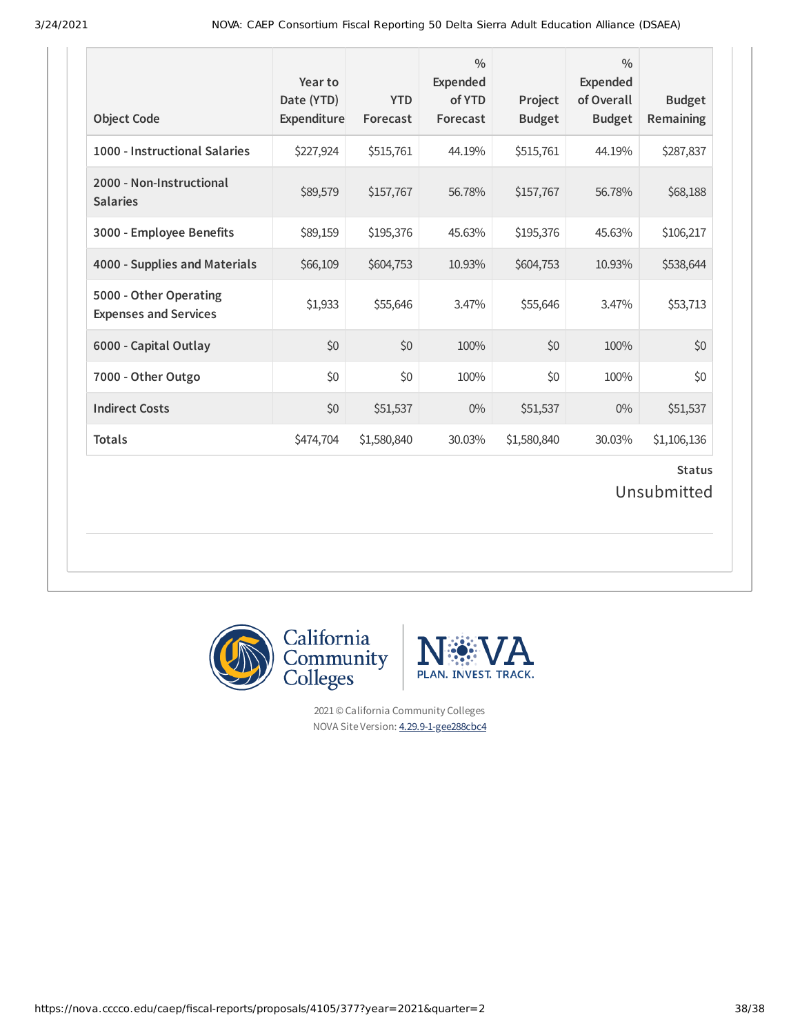| Object Code | Year to Date (YTD) Expenditure | YTD Forecast | % Expended of YTD Forecast | Project Budget | % Expended of Overall Budget | Budget Remaining |
|---|---|---|---|---|---|---|
| 1000 - Instructional Salaries | $227,924 | $515,761 | 44.19% | $515,761 | 44.19% | $287,837 |
| 2000 - Non-Instructional Salaries | $89,579 | $157,767 | 56.78% | $157,767 | 56.78% | $68,188 |
| 3000 - Employee Benefits | $89,159 | $195,376 | 45.63% | $195,376 | 45.63% | $106,217 |
| 4000 - Supplies and Materials | $66,109 | $604,753 | 10.93% | $604,753 | 10.93% | $538,644 |
| 5000 - Other Operating Expenses and Services | $1,933 | $55,646 | 3.47% | $55,646 | 3.47% | $53,713 |
| 6000 - Capital Outlay | $0 | $0 | 100% | $0 | 100% | $0 |
| 7000 - Other Outgo | $0 | $0 | 100% | $0 | 100% | $0 |
| Indirect Costs | $0 | $51,537 | 0% | $51,537 | 0% | $51,537 |
| Totals | $474,704 | $1,580,840 | 30.03% | $1,580,840 | 30.03% | $1,106,136 |

**Status**

Unsubmitted

California Community Colleges

NOVA PLAN. INVEST. TRACK.

2021 © California Community Colleges
NOVA Site Version: 4.29.9-1-gee288cbc4